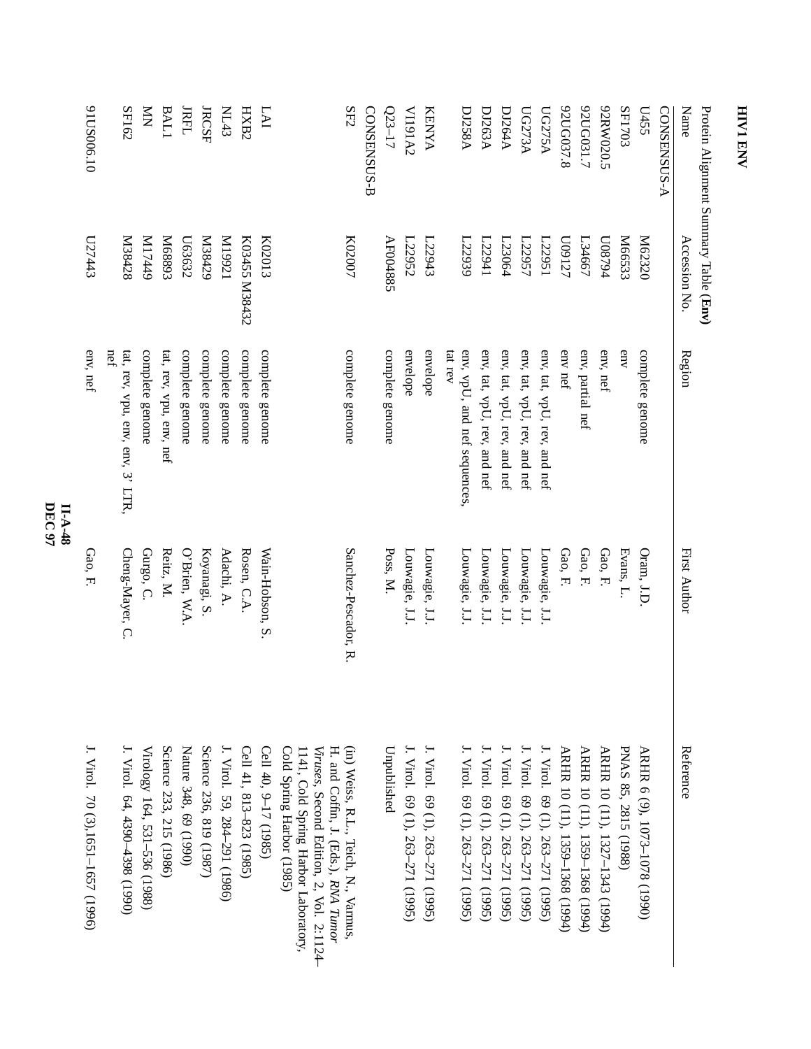# HIV1 ENV

Protein Alignment Summary Table (**Env**)

| Name | Accession No. | Region | First Author | Reference |
|---|---|---|---|---|
| CONSENSUS-A | | | | |
| U455 | M62320 | complete genome | Oram, J.D. | ARHR 6 (9), 1073–1078 (1990) |
| SF1703 | M66533 | env | Evans, L. | PNAS 85, 2815 (1988) |
| 92RW020.5 | U08794 | env, nef | Gao, F. | ARHR 10 (11), 1327–1343 (1994) |
| 92UG031.7 | L34667 | env, partial nef | Gao, F. | ARHR 10 (11), 1359–1368 (1994) |
| 92UG037.8 | U09127 | env nef | Gao, F. | ARHR 10 (11), 1359–1368 (1994) |
| UG275A | L22951 | env, tat, vpU, rev, and nef | Louwagie, J.J. | J. Virol. 69 (1), 263–271 (1995) |
| UG273A | L22957 | env, tat, vpU, rev, and nef | Louwagie, J.J. | J. Virol. 69 (1), 263–271 (1995) |
| DJ264A | L23064 | env, tat, vpU, rev, and nef | Louwagie, J.J. | J. Virol. 69 (1), 263–271 (1995) |
| DJ263A | L22941 | env, tat, vpU, rev, and nef | Louwagie, J.J. | J. Virol. 69 (1), 263–271 (1995) |
| DJ258A | L22939 | env, vpU, and nef sequences, tat rev | Louwagie, J.J. | J. Virol. 69 (1), 263–271 (1995) |
| KENYA | L22943 | envelope | Louwagie, J.J. | J. Virol. 69 (1), 263–271 (1995) |
| VI191A2 | L22952 | envelope | Louwagie, J.J. | J. Virol. 69 (1), 263–271 (1995) |
| Q23–17 | AF004885 | complete genome | Poss, M. | Unpublished |
| CONSENSUS-B | | | | |
| SF2 | K02007 | complete genome | Sanchez-Pescador, R. | (in) Weiss, R.L., Teich, N., Varmus, H. and Coffin, J. (Eds.), *RNA Tumor Viruses*, Second Edition, 2, Vol. 2:1124–1141, Cold Spring Harbor Laboratory, Cold Spring Harbor (1985) |
| LAI | K02013 | complete genome | Wain-Hobson, S. | Cell 40, 9–17 (1985) |
| HXB2 | K03455 M38432 | complete genome | Rosen, C.A. | Cell 41, 813–823 (1985) |
| NL43 | M19921 | complete genome | Adachi, A. | J. Virol. 59, 284–291 (1986) |
| JRCSF | M38429 | complete genome | Koyanagi, S. | Science 236, 819 (1987) |
| JRFL | U63632 | complete genome | O'Brien, W.A. | Nature 348, 69 (1990) |
| BAL1 | M68893 | tat, rev, vpu, env, nef | Reitz, M. | Science 233, 215 (1986) |
| MN | M17449 | complete genome | Gurgo, C. | Virology 164, 531–536 (1988) |
| SF162 | M38428 | tat, rev, vpu, env, env, 3' LTR, nef | Cheng-Mayer, C. | J. Virol. 64, 4390–4398 (1990) |
| 91US006.10 | U27443 | env, nef | Gao, F. | J. Virol. 70 (3),1651–1657 (1996) |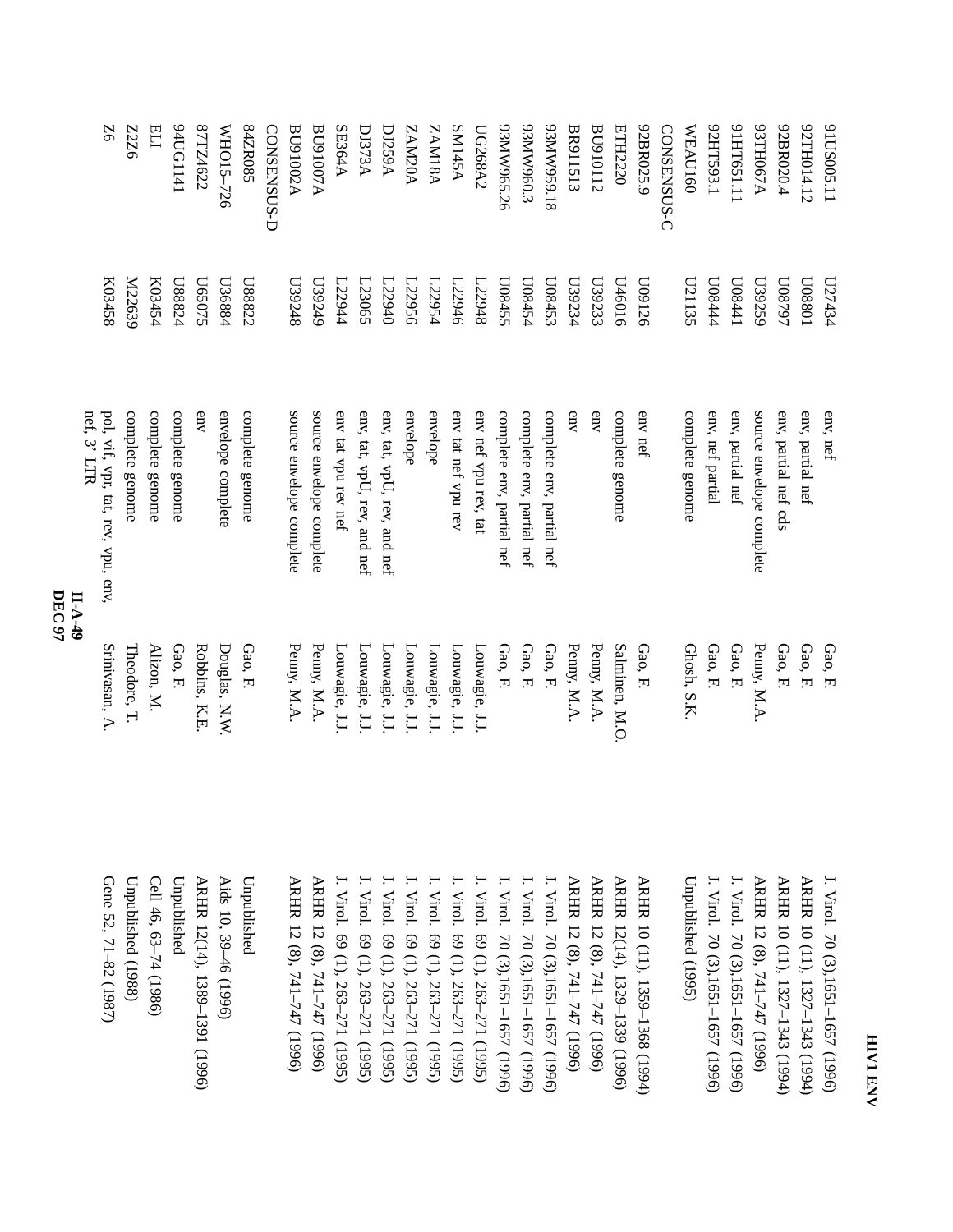| | | | | |
|---|---|---|---|---|
| 91US005.11 | U27434 | env, nef | Gao, F. | J. Virol. 70 (3),1651–1657 (1996) |
| 92TH014.12 | U08801 | env, partial nef | Gao, F. | ARHR 10 (11), 1327–1343 (1994) |
| 92BR020.4 | U08797 | env, partial nef cds | Gao, F. | ARHR 10 (11), 1327–1343 (1994) |
| 93TH067A | U39259 | source envelope complete | Penny, M.A. | ARHR 12 (8), 741–747 (1996) |
| 91HT651.11 | U08441 | env, partial nef | Gao, F. | J. Virol. 70 (3),1651–1657 (1996) |
| 92HT593.1 | U08444 | env, nef partial | Gao, F. | J. Virol. 70 (3),1651–1657 (1996) |
| WEAU160 | U21135 | complete genome | Ghosh, S.K. | Unpublished (1995) |
| CONSENSUS-C | | | | |
| 92BR025.9 | U09126 | env nef | Gao, F. | ARHR 10 (11), 1359–1368 (1994) |
| ETH2220 | U46016 | complete genome | Salminen, M.O. | ARHR 12(14), 1329–1339 (1996) |
| BU910112 | U39233 | env | Penny, M.A. | ARHR 12 (8), 741–747 (1996) |
| BR91513 | U39234 | env | Penny, M.A. | ARHR 12 (8), 741–747 (1996) |
| 93MW959.18 | U08453 | complete env, partial nef | Gao, F. | J. Virol. 70 (3),1651–1657 (1996) |
| 93MW960.3 | U08454 | complete env, partial nef | Gao, F. | J. Virol. 70 (3),1651–1657 (1996) |
| 93MW965.26 | U08455 | complete env, partial nef | Gao, F. | J. Virol. 70 (3),1651–1657 (1996) |
| UG268A2 | L22948 | env nef vpu rev, tat | Louwagie, J.J. | J. Virol. 69 (1), 263–271 (1995) |
| SM145A | L22946 | env tat nef vpu rev | Louwagie, J.J. | J. Virol. 69 (1), 263–271 (1995) |
| ZAM18A | L22954 | envelope | Louwagie, J.J. | J. Virol. 69 (1), 263–271 (1995) |
| ZAM20A | L22956 | envelope | Louwagie, J.J. | J. Virol. 69 (1), 263–271 (1995) |
| DJ259A | L22940 | env, tat, vpU, rev, and nef | Louwagie, J.J. | J. Virol. 69 (1), 263–271 (1995) |
| DJ373A | L23065 | env, tat, vpU, rev, and nef | Louwagie, J.J. | J. Virol. 69 (1), 263–271 (1995) |
| SE364A | L22944 | env tat vpu rev nef | Louwagie, J.J. | J. Virol. 69 (1), 263–271 (1995) |
| BU91007A | U39249 | source envelope complete | Penny, M.A. | ARHR 12 (8), 741–747 (1996) |
| BU91002A | U39248 | source envelope complete | Penny, M.A. | ARHR 12 (8), 741–747 (1996) |
| CONSENSUS-D | | | | |
| 84ZR085 | U88822 | complete genome | Gao, F. | Unpublished |
| WHO15–726 | U36884 | envelope complete | Douglas, N.W. | Aids 10, 39–46 (1996) |
| 87TZ4622 | U65075 | env | Robbins, K.E. | ARHR 12(14), 1389–1391 (1996) |
| 94UG1141 | U88824 | complete genome | Gao, F. | Unpublished |
| ELI | K03454 | complete genome | Alizon, M. | Cell 46, 63–74 (1986) |
| Z2Z6 | M22639 | complete genome | Theodore, T. | Unpublished (1988) |
| Z6 | K03458 | pol, vif, vpr, tat, rev, vpu, env, nef, 3' LTR | Srinivasan, A. | Gene 52, 71–82 (1987) |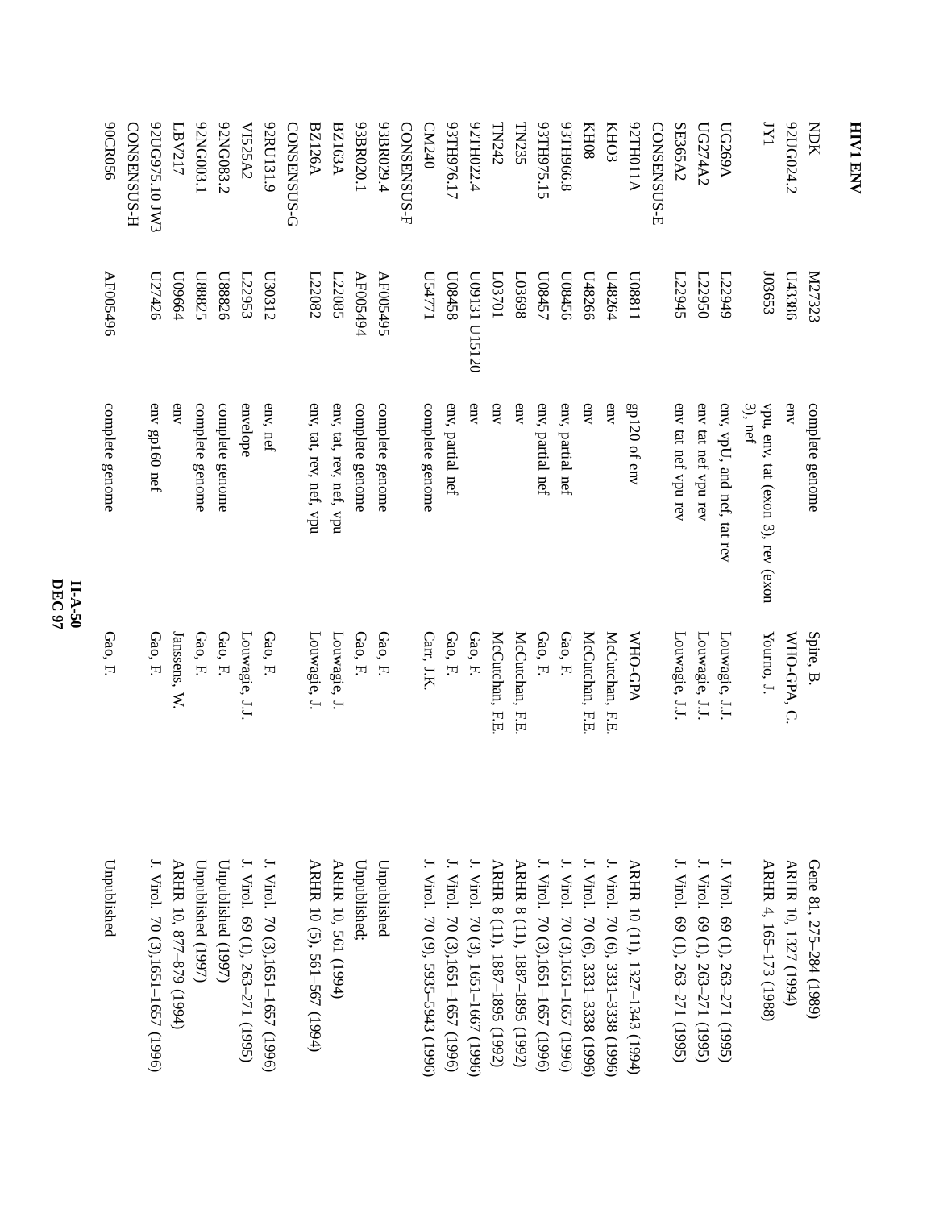## HIV1 ENV

| | | | | |
|---|---|---|---|---|
| NDK | M27323 | complete genome | Spire, B. | Gene 81, 275–284 (1989) |
| 92UG024.2 | U43386 | env | WHO-GPA, C. | ARHR 10, 1327 (1994) |
| JY1 | J03653 | vpu, env, tat (exon 3), rev (exon 3), nef | Yourno, J. | ARHR 4, 165–173 (1988) |
| UG269A | L22949 | env, vpU, and nef, tat rev | Louwagie, J.J. | J. Virol. 69 (1), 263–271 (1995) |
| UG274A2 | L22950 | env tat nef vpu rev | Louwagie, J.J. | J. Virol. 69 (1), 263–271 (1995) |
| SE365A2 | L22945 | env tat nef vpu rev | Louwagie, J.J. | J. Virol. 69 (1), 263–271 (1995) |
| CONSENSUS-E | | | | |
| 92TH011A | U08811 | gp120 of env | WHO-GPA | ARHR 10 (11), 1327–1343 (1994) |
| KHO3 | U48264 | env | McCutchan, F.E. | J. Virol. 70 (6), 3331–3338 (1996) |
| KH08 | U48266 | env | McCutchan, F.E. | J. Virol. 70 (6), 3331–3338 (1996) |
| 93TH966.8 | U08456 | env, partial nef | Gao, F. | J. Virol. 70 (3),1651–1657 (1996) |
| 93TH975.15 | U08457 | env, partial nef | Gao, F. | J. Virol. 70 (3),1651–1657 (1996) |
| TN235 | L03698 | env | McCutchan, F.E. | ARHR 8 (11), 1887–1895 (1992) |
| TN242 | L03701 | env | McCutchan, F.E. | ARHR 8 (11), 1887–1895 (1992) |
| 92TH022.4 | U09131 U15120 | env | Gao, F. | J. Virol. 70 (3), 1651–1667 (1996) |
| 93TH976.17 | U08458 | env, partial nef | Gao, F. | J. Virol. 70 (3),1651–1657 (1996) |
| CM240 | U54771 | complete genome | Carr, J.K. | J. Virol. 70 (9), 5935–5943 (1996) |
| CONSENSUS-F | | | | |
| 93BR029.4 | AF005495 | complete genome | Gao, F. | Unpublished |
| 93BR020.1 | AF005494 | complete genome | Gao, F. | Unpublished; |
| BZ163A | L22085 | env, tat, rev, nef, vpu | Louwagie, J. | ARHR 10, 561 (1994) |
| BZ126A | L22082 | env, tat, rev, nef, vpu | Louwagie, J. | ARHR 10 (5), 561–567 (1994) |
| CONSENSUS-G | | | | |
| 92RU131.9 | U30312 | env, nef | Gao, F. | J. Virol. 70 (3),1651–1657 (1996) |
| VI525A2 | L22953 | envelope | Louwagie, J.J. | J. Virol. 69 (1), 263–271 (1995) |
| 92NG083.2 | U88826 | complete genome | Gao, F. | Unpublished (1997) |
| 92NG003.1 | U88825 | complete genome | Gao, F. | Unpublished (1997) |
| LBV217 | U09664 | env | Janssens, W. | ARHR 10, 877–879 (1994) |
| 92UG975.10 JW3 | U27426 | env gp160 nef | Gao, F. | J. Virol. 70 (3),1651–1657 (1996) |
| CONSENSUS-H | | | | |
| 90CR056 | AF005496 | complete genome | Gao, F. | Unpublished |

II-A-50
DEC 97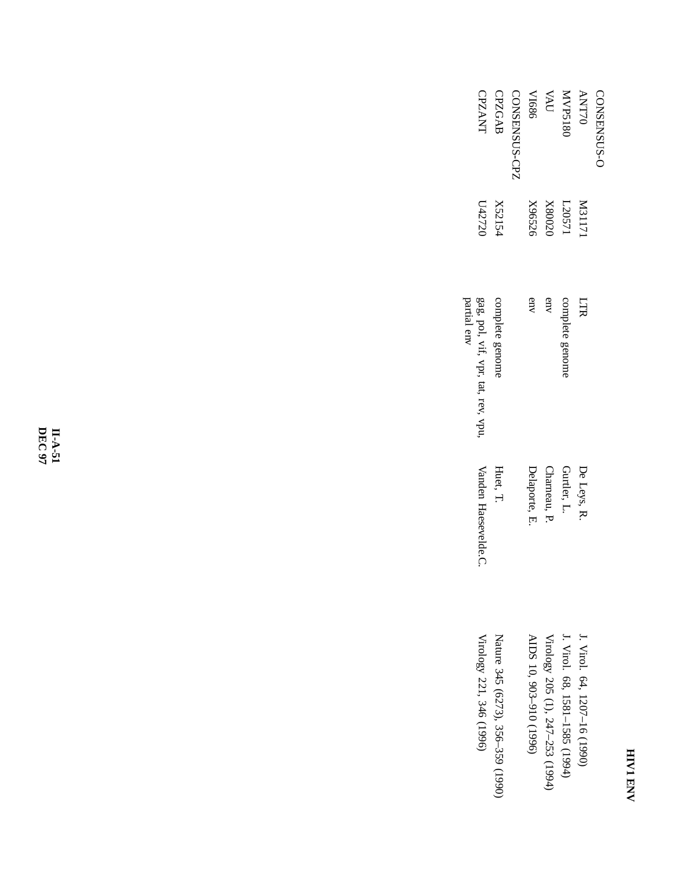| | | | | |
|---|---|---|---|---|
| CONSENSUS-O | | | | |
| ANT70 | M31171 | LTR | De Leys, R. | J. Virol. 64, 1207–16 (1990) |
| MVP5180 | L20571 | complete genome | Gurtler, L. | J. Virol. 68, 1581–1585 (1994) |
| VAU | X80020 | env | Charneau, P. | Virology 205 (1), 247–253 (1994) |
| VI686 | X96526 | env | Delaporte, E. | AIDS 10, 903–910 (1996) |
| CONSENSUS-CPZ | | | | |
| CPZGAB | X52154 | complete genome | Huet, T. | Nature 345 (6273), 356–359 (1990) |
| CPZANT | U42720 | gag, pol, vif, vpr, tat, rev, vpu, partial env | Vanden Haesevelde.C. | Virology 221, 346 (1996) |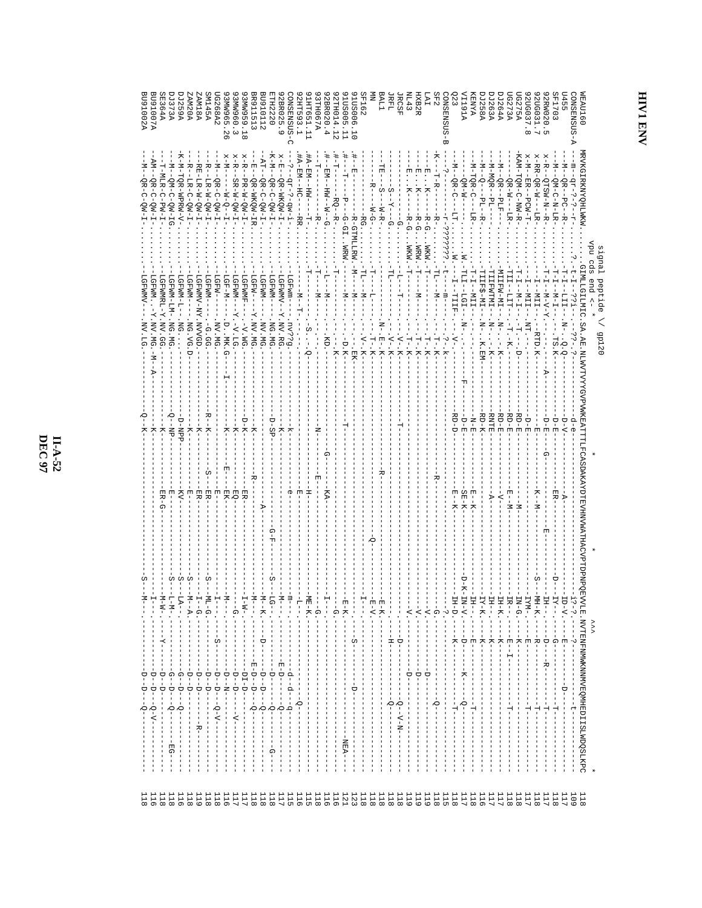```
                                  signal peptide \/ gp120
                                  vpu cds end <-
                                      *                                    *                                *                        ^^^                                      *
WEAU160       MRVKGIRKNYQHLWKW.....GIMLLGILMICSA.AE.NLWVTVYYGVPVWKEATTTLFCASDAKAYDTEVHNVWATHACVPTDPNPQEVLE.NVTENFNMWKNNMVEQMHEDIISLWDQSLKPC 118
CONSENSUS-A   --m-qr-?-?-r-.......?-t-I-??i---.??.-.........-d-e---------------------------i?-?.---?--------t-------------- 109
U455          --M--QR--PC--R-........-T-I--LII---N-.Q.Q--------D-V-------A-----------ID-V.---E--------D----------------- 117
SF1703        --M--QM-C-N-LR-.......-T-I--M-I---.TS.K--------D-E-------ER---------D--IY.---G-------T----------------- 118
92RW020.5     x-R--QTSW-N--R-.......-T-I--M-V-Y-.....-A-------D-E--G---------E-----IH.---D---R------T----------------- 117
92UG031.7     x-RR-QR-W--LR-........--I--MII---.RTD.K--------E-------K--M-------S--MH-K.--R-------T----------------- 118
92UG037.8     x-M--ER--PCW-T-........--I--MII--.NT.------------D-E----------------IYM.----E-------T----------------- 117
UG275A        KAM-TQM-C-NW-R-........-T-I--M-I---.T---D--------RD-E--------M-------IN-G.---K-------T----------------- 118
UG273A        ---QR-W---LR-.........-TII--LIT---.T-K---------RD-E--------E--M-------IR.-----E-I--------T------------- 118
DJ264A        --M--QR--PLF-...........MIIFW-MI---N-.-K-------RD-E--------V--------IH-K.--K-I---------------------- 117
DJ263A        --M-MQR--PL-............TIIFWTMI---N-.-K--------RNTE---------A----------IH.----K------------------------ 117
DJ258A        --M-Q---PL--R-.........TIIF$-MI---N-.K.EM-------RD-K-----------------IY-K.---K--------T---------------- 116
KENYA         --M-TQR-C---LR-........-TI--MII---.-------------N-E--------E--K--------IH.-----E---------T-------------- 118
VI191A        -----QM-W-.........W..TLI--LGI---N-.--------F----D-E--------SE-K------D-K-IN-V.---D-----K-----Q-------- 117
Q23           --M--QR-C---LT-.......W..-I--TIIF---.V.---------RD-D--------E--K--------IH-D.---K---------T------------ 118
CONSENSUS-B   --?-------r-???????.....-t---m---....?-k-------------------------------------------------------------- 115
SF2           K---T-R-------R-....... TL---M-----------T-K--------R---------G.------Q-------------------------------- 118
LAI           ---E---K------R-G-.WKW.-T--------------T-K----------------------V.-------D----------------------------- 119
HXB2R         ---E---K------R-G-.WRW.-T------M--------T-K----------------------V.-------D---------------------------- 119
NL43          ---E---K------R-G-.WKW.-T-----------------T-K--------------------V.-------D---------------------------- 119
JRCSF         -------------G-.........-L---T---------V-K-------T----------------------.D------Q--V-N----------------- 118
JRFL          -------S--Y---G-.......TL--------------V-K--------------------------.H-------Q------------------------- 118
BAL1          -------TE---S---W-R-........-----------N--E--K------R-------------E-K.--------------------------------- 118
MN            --------R-----W-G-.......-T-------L-----T--K------------Q---------E-V.--------------------------------- 118
SF162         -------------RG.........TL---M------V-.-K--------------------------I.---------------------------------- 118
91US006.10    #--E------R-GTMLLRW.-M---M-------EK-------------------------------.S--------D-------------------------- 123
91US005.11    .#---T-----P---G-GI.WRW.-----M-------D-K---T---------------E-K.-------------NEA------------------------ 121
92TH014.12    .#-T-------RQ-R-......-T-------------K--------------------G.------------------------------------------ 116
92BR020.4     .#--EM--HW--W-G-......-L---M-----KD--------G-----KA-----------I.---------------------------------------- 116
93TH067A      --T--------R-.........-T---M---------N-----------------G.--------------------------------------------- 118
91HT651.11    .#A-EM--HW---T-.......-T-------------S---Q--------E------H--------ME-K.-----Q--------------------------- 115
92HT593.1     .#A-EM--HC---RR.......--M-T--------------E------------L.---------------------------------------------- 116
CONSENSUS-C   --?--qr-?-qw-i-.....-LGFwm---.nv??g---------k-----e-------------m.----d-d---q------------------------- 115
92BR025.9     x-E--QR-WKQW-I-......LGFWMV--Y.NV.RG-------K-----------------------.E-D------Q-------------------------- 117
ETH2220       -K-M--QR-C-QW-I-......LGFWM---NG.MG--------D-SP----G-F--S---LG.---------D------Q------G----------------- 118
BU910112      --AT--QR-C-QW-I-......LGFWM---NV.MG-----------------M-K.---D------D---D----Q----------------------------- 118
BR911513      --E--QR-WKQW-IR-.....LGFW--Y.NV.MG--------K-----R--A-----M.---------E-D-D----Q-------------------------- 118
93MW959.18    x-R--PR-W-QW-I-......LGFWMF---V.NG--------D-K-----ER----I-W.--------DI-D-------------------------------- 117
93MW960.3     x-R--SR-W-QW-I-......LGFWM--Y.-V.LG---------K------EQ-------G.---------D-D---V-----V-------------------- 117
93MW965.26    x-M----W-Q--I-......LGF-M---D.MK.G---I-------K------E---EK----M.--------D-N----------------------------- 116
UG268A2       --M--QR-C-QW-I-.......LGFW----NV.MG--------K-----E-------------I.---S-----D-D----Q-V-------------------- 118
SM145A        --R--LR-W-QW-I-......LGFWM-----G.GG--------R-K---S---ER-------S--ML-G.-------D-D------------------------ 118
ZAM18A        --RE--LR-W-QW-I-.......LGFWMV-NY.NVVGD.--------K-----ER----------I-G.-------D-D-----R------------------- 119
ZAM20A        --R--LR-C-QW-I-.......LGFWM-----.NG.VG.D-------K------E-----S---M-A.------D-D--------------------------- 118
DJ259A        K-M-TQR-WPRW-V-.......LGFWM-L--.NG.....------D-NPP------KV-----S---LA.--------G-D--Q-------------------- 116
DJ373A        --M--QM-C-QW-IG-.....LGFWM-LM-.NG.MG-------Q--NP------E-------S---L-M.-------G-D---Q-------------------- 118
SE364A        --T-MLR-C-PW-I-.......LGFWMRL-Y.NV.GG-------K------ER-G--------M-W.---Y----D-D---Q-----EG--------------- 118
BU91007A      --AM--QR-C-QW-I-......LGFWM-.Y.NV.MG.-M--A--------K--------------I.-------D-D----Q-V-------------------- 116
BU91002A      --M--QR-C-QW-I-.......LGFWMV---.NV.LG.---------Q--K-------S---M.-------D-D----Q------------------------- 118
```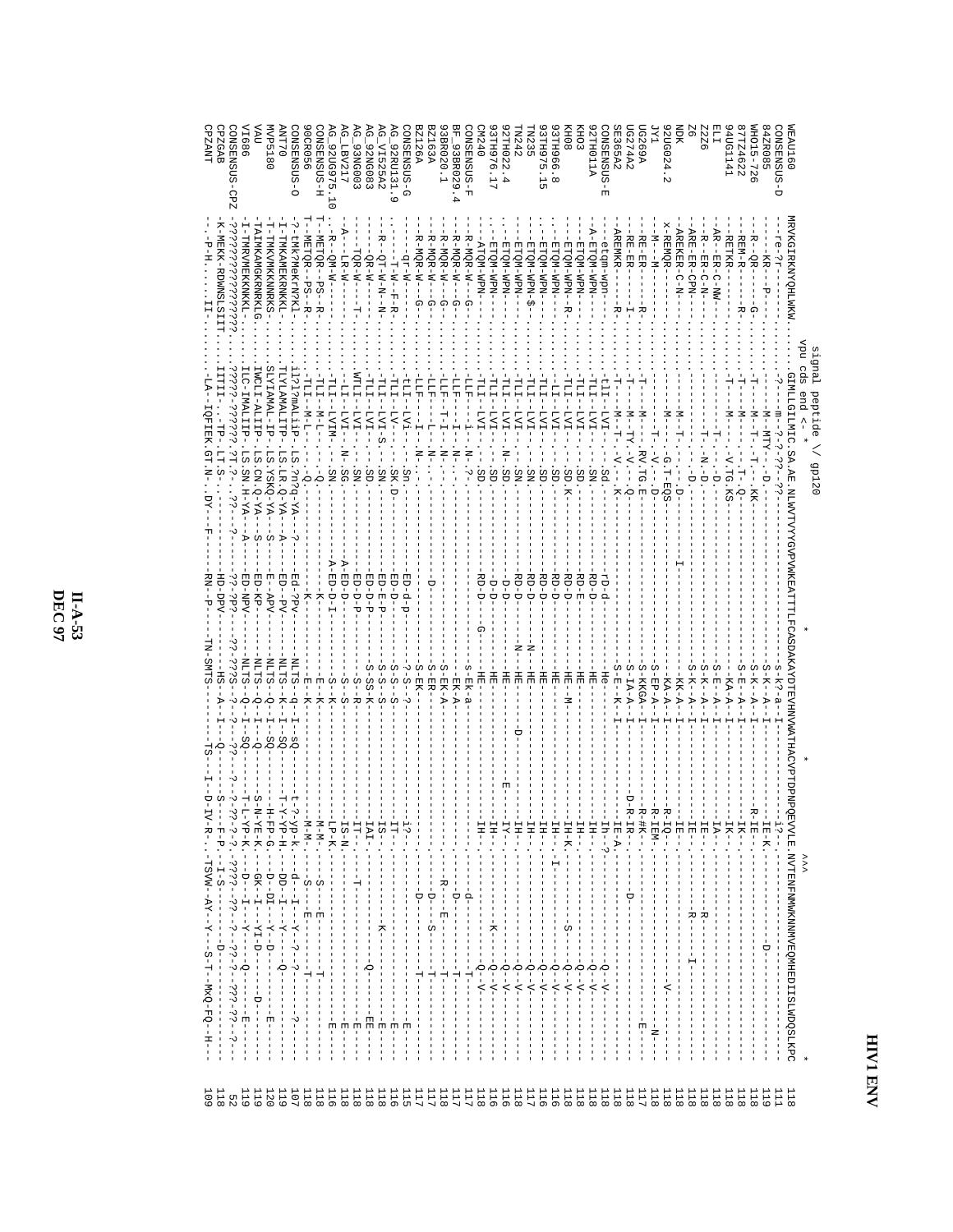```
                     signal peptide \/ gp120
                     vpu cds end <-
                                   *                              *                         *                    ^^^                          *
WEAU160        MRVKGIRKNYQHLWKW........GIMLLGILMIC.SA.AE.NLWVTVYYGVPVWKEATTTLFCASDAKAYDTEVHNVWATHACVPTDPNPQEVVLE.NVTENFNMWKNNMVEQMHEDIISLWDQSLKPC 118
CONSENSUS-D    --re-?r-----........?---m-?-?-??-??------------------------------s-k?-a--I-------------i?-.-------------------------------- 111
84ZR085        ---KR---P---........----M--MTY---D------------------------------S-K--A--I-------------IE-K.----------------D---------------- 119
WHO15.726      --R--QR-----G........----M--T---T----KK----------------------------S-K--A--I-----------R-IE-.-------------------------------- 118
87TZ4622       --REM-R-----R........----M------T--Q-------------------------------S-E--A--I-------------IK-.-------------------------------- 118
94UG1141       --RETKR-----........--T---M------V.TG.KS---------------------------KA-A--I-------------IK-.-------------------------------- 118
ELI            --AR-ER-C-NW-........-----------T-----D----------------------------S-E--A--I-------------IA-.-------------------------------- 118
Z2Z6           --R--ER-C-N--........---------T---N--D-----------------------------S-K--A--I-------------IE-.-------R------------------------ 118
Z6             --ARE-ER-CPN-........-------------------D---------------------------S-K--A--I-------------IE-.-------------------------------- 118
NDK            --AREKER-C-N-........----M-T---------D-----------I-------------------KK-A--I-------------IE-.---------I---------------------- 118
92UG024.2      x-REMQR------........----M-----G.T-EQS------------------------------KA-A--I-------------R-IQ.---------------V-------------- 118
JY1            ---M---M-----........--------T--V.--D-------------------------------S-EP-A--I-------------R-IEM.-------------------------N---- 118
UG269A         --RE-ER----R-........--T----M---RV.TG.E-----------------------------S-KKGA--I-------------R-#K-.------------------------E----- 118
UG274A2        --RE-ER----I-........--T---M--TY--V---Q-----------------------------S-IA-A--I-----------D-R-IR-.----D------------------------ 117
SE365A2        --AREMKR----R-........--T----M--T---V--K----------------------------S-E--K--I-------------IE-A.-------------------------------- 118
CONSENSUS-E    ---etqm-wpn--........--tlI--LVI-----Sd-----------------rD-d----------He-----------------Ih-?.-----------------q--v------------ 118
92TH011A       --A-ETQM-WPN-........--TLI--LVI-----SN-----------------RD-D----------HE-----------------IH-.-----------------Q--V------------ 118
KHO3           ----ETQM-WPN-........--TLI--LVI-----SD-----------------RD-E----------HE-----------------IH-.-----------------Q--V------------ 118
KH08           ----ETQM-WPN-R........--TLI--LVI-----SD.K---------------RD-D----------HE--M--------------IH-K.-----------S-----Q--V------------ 116
93TH966.8      ----ETQM-WPN-........---LI--LVI-----SD-----------------RD-D----------HE-----------------IH-.--I--------------Q--V------------ 116
93TH975.15     ----ETQM-WPN-$-........--TLI--LVI-----SD-----------------RD-D----------HE-----------------IH-.-----------------Q--V------------ 117
TN235          ----ETQM-WPN-........--TLI--LVI-----SN-----------------RD-D----N-----HE-----------------IH-.-----------------Q--V------------ 117
TN242          ----ETQM-WPN-........--TLI--LVI-----SN-----------------RD-D----N-----HE------D----------IH-.-----------------Q--V------------ 116
92TH022.4      ----ETQM-WPN-........--TLI--LVI--N--SD-----------------D-D-----------HE--------E--------IY-.-----------------Q--V------------ 116
93TH976.17     ----ETQM-WPN-........--TLI--LVI-----SD-----------------D-D-----------HE-----------------IH-.--------K-------Q--V------------ 118
CM240          ----ATQM-WPN-........--TLI--LVI-----SD-----------------RD-D----G------HE-----------------IH-.-----------------Q--V------------ 117
CONSENSUS-F    --R-MQR-W---G........--LLF---i-----N.-?----------------------------s-EK-a-----------------------d---------T---------------- 117
BF_93BR029.4   --R-MQR-W---G........--LLF---I-----N------------------------------S-EK-A-----------------------D---------T---------------- 117
93BR020.1      --R-MQR-W---G........--LLF--T-I----N------------------------------S-EK-A--------------------R-----E--------T--------------- 117
BZ163A         --R-MQR-W---G........--LLF---L-----N-----------------D----------S-ER-------------------------D-----S------T--------------- 117
BZ126A         --R-MQR-W---G........--LLF---I-----N.-----------------------------S-EK-------------------------D-----------T--------------- 116
CONSENSUS-G    -------qr-W---........--tLI--LVI-----Sn------------------ED-d-p-------?-S--?--------------i?-.------------------------E------ 115
AG_92RU131.9   -------T-W--F-R-........--TLI--LV------SK.D-----------------ED-D---------S-S--S--------------IT-.------------------------E------ 116
AG_VI525A2     ---R--QT-W-N--N-........--TLI--LVI-S----SN-----------------ED-E-P--------S-S--S--------------IS-.--------K---------------E------ 118
AG_92NG083     -------QR-W---........--TLI--LVI-----SD-----------------ED-D-P--------S-SS-K--------------IAI-.----------------Q--------EE------ 118
AG_93NG003     -------TQR-W---T-........--WTLI--LVI-----SN-----------------ED-D-P--------S-S--R--------------IT-.------T-----------------E------ 118
AG_LBV217      -A---LR-W-------........--TLI--LVI---N--SG.-----------------A-ED-D---------S-S--S--------------IS-N.--------------------E------ 116
AG_92UG975.10  --R--QM-W-------........--TLI--LVIM---SN.-----------------A-ED-D-I--------S-K--S--------------LP-K.--------------------E------ 116
CONSENSUS-H    T-METQR--PS-R-........--TLI--M-L-----Q.------------------K-----------E-K--S--------------M-M-.----S--E------T------------------ 118
90CR056        T-METQR--PS-R-........--TLI--M-L-----Q.------------------K-----------E-K--S--------------M-M-.----S--E------T------------------ 118
CONSENSUS-O    ?-tMK?MeKrN?KI........il?l?mALiiP-LS.?n?q-YA----?-----Ed-?Pv-------NLTS-q--I-sQ---------t-?-yp-k.--d--I---Y--?--?-------?------ 107
ANT70          I-TMKAMEKRNKKL........TLYLAMALITP-LS.LR.Q-YA----A-----ED--PV-------NLTS-K--I-SQ---------T-Y-YP-H.--DD-I---Y----Q------------- 118
MVP5180        T-TMKVMKKNNRKS........SLYIAMAL-IP-LS.YSKQ-YA----S-----E--APV-------NLTS-Q--I-SQ---------H-FP-G.--D--DI--Y-D--------E---------- 120
VAU            TAIMKAMGKRNRKLG........IWCLI-ALIIP-LS.CN.Q-YA----S-----ED-KP-------NLTS-Q--I--Q---------S-N-YE-K.--GK-I---YI-D-------D---------- 119
VI686          I-TMRVMEKKNKKL........ILC-IMALIIP-LS.SN.H-YA----A-----ED-NPV-------NLTS-Q--I-SQ---------T-L-YP-K.--D--I---Y----Q--------E------ 119
CONSENSUS-CPZ  ????????????????........?????-??????.?T.?-??----?-----??-??-------??-????S-?-??-?-?--?-?-?-?.-????-??--?-??-?--???-??-?-------- 52
CPZGAB         -K-MEKK-RDWNSLSIIT........IITII...TP.LT.S-----------HD-DPV-------HS--A--I--Q--------S---F-P.--I-S-------D-------------------- 118
CPZANT         --.-P-H.....II-........LA-IQFIEK.GT.N..DY---F-----RN--P-------TN-SMTS------TS---I-D-IV-R-..TSVW-AY--Y--S-T-MXQ-FQ--H-- 109
```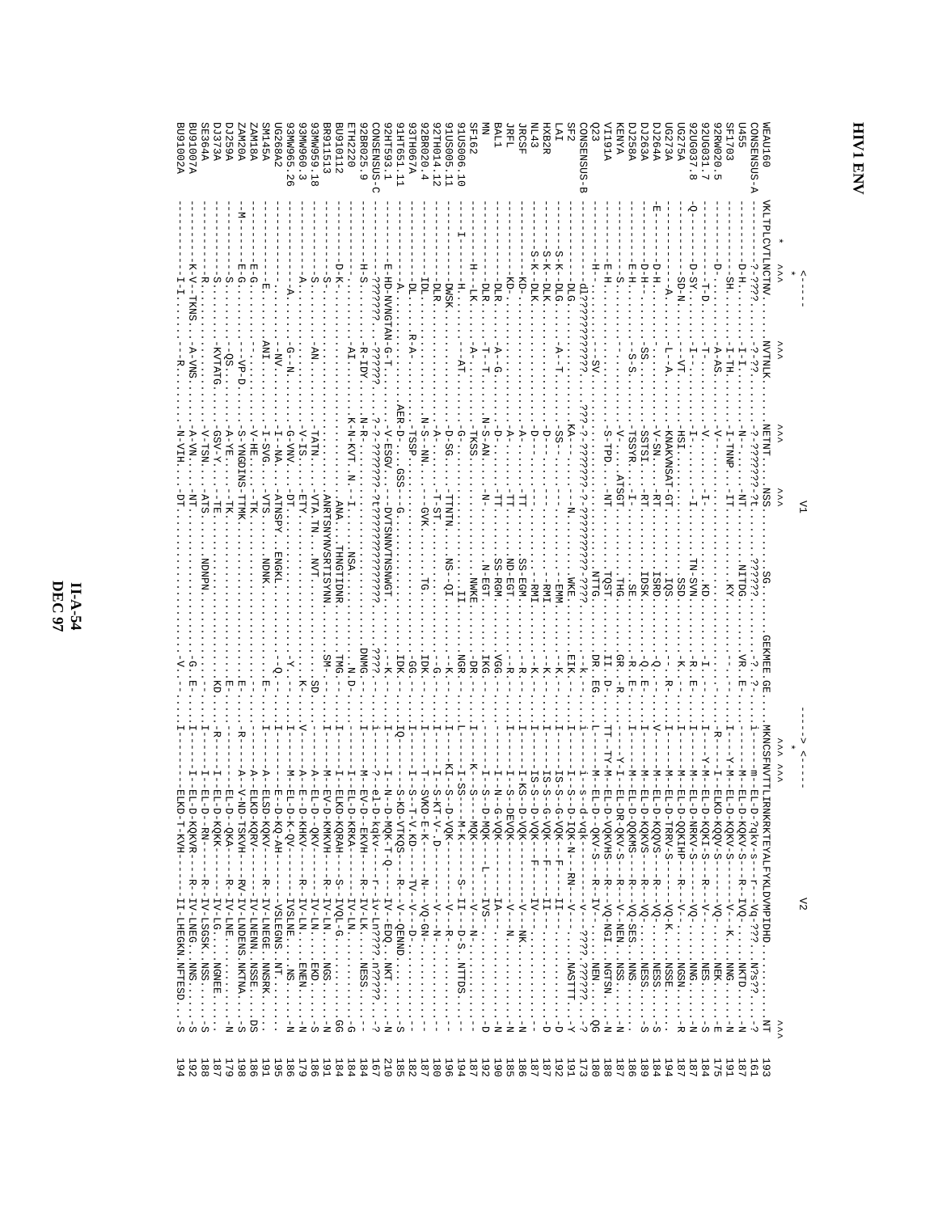```
                 *                                                                                                ---->  <------
                 <------                                                                                            *
                 ^^^ ^^^   ^^^      ^^^       ^^^       V1                                                         ^^^ ^^^                          V2                ^^^
WEAU160      VKLTPLCVTLNCTNV.....NVTNLK......NETNT.....NSS...............SG............GEKMEE.GE......MKNCSFNVTTLIRNKRKTEYALFYKLDVMPIDHD.......NT   193
CONSENSUS-A  ---------?-????.......?-??........?-????????-?t.............??????..........-?--?.........i----m--EL-D-?qkv-s---r---Vq-???..N?s??...-?   161
U455         ----------D-H.........I-I.........-N--...........NT............NITDG............VR--E.........-----M--EL-D-KQKV-S----R--IVQ-.....NKTD.....-N   187
SF1703       ----------SH..........I-TH........-I-TNNP-.......IT.............KY..............................I----Y-M--EL-D-KQKV-S------V--K..NNG......-N   191
92RW020.5    ---------D-...........A-AS........-V--..........................................................-R----I--ELKD-KQQV-S------VQ-.....NEK......-E   175
92UG031.7    ---------T-D..........-T-..........-V-............-I-................KD............-I-..........I----Y-M--EL-D-KQKI-S---R---V-......NES.......-N   184
92UG037.8    Q--------D-SY.........-I-..........-I-..............-I.............TN-SVN.........-R--E-.......I-----M--EL-D-NRKV-S-----VQ-.......NNG.......-N   187
UG275A       ---------SD-N.........--VT.........HSI-.............................SSD............-K-...........I-----M--EL-D-QQKIHP---R----V-.......NGSN.......-N   187
UG273A       ---------A-...........-L--A........KNAKVNSAT-GT.....................IQS.............-R-..........I----M--EL-D-TRRV-S----V--K.......NSSE.......-N   194
DJ264A       E--------D-H...........-..........-V-SN..........RT..............ISRD............-Q-............V-----M--EL-D-KQQVS----R---VQ-.......NESS.......-S   184
DJ263A       ---------D-H.........SS-...........SSTSI.........RT..............IDSK............Q--E-.........I-----M--EL-D-KQKVS----R---VQ-.......NESS.......-S   189
DJ258A       ---------E-H..........-S-S.........TSSYR.........-I-..............SE.............-R--E-.........I-----M--EL-D-QQKMS----R---VQ-SES.....NNS.......-D   186
KENYA        ----------S...........................-V-.....ATSGT....................THG.............GR--R-..........Y-I--EL-DR-QKV-S----R---V--NEN.....NSS.......-N   187
VI191A       ----------E-H.......................-S-TPD......NT...............TQST.............II-D-...........TT--TY-M--EL-D-VQKVHS---R----VQ-NGI....NGTSN......-N   188
Q23          --------H-..........-SV.............................................NTTG............DR-EG.........L-----M--EL-D-QKV-S----R-IV-.........NEN........QG   180
CONSENSUS-B  ---------dl?????????????..........???-?-????????-?-??????????-????...........-k-..........i----s--d-vqk-----------v-----????.??????..-?   173
SF2          ----------DLG...........................KA--.........N............WKE.............EIK-........I----S--D-IQK-N----RN---V-.......NASTTT....-Y   191
LAI          ---------S-K-DLG........A--T........-SS--..............................-EMM........-K-...........I----IS-S--G-VQK----F----II-.................-D   192
HXB2R        ---------S-K-DLK.....................-D-...........................-RMI...........-K-............I----IS-S--G-VQK----F----II-.................-D   187
NL43         ---------S-K-DLK.....................-D-...........................-RMI...........-K-............I----IS-S--D-VQK----F----IV-.................-N   187
JRCSF        ----------KD-..........................-A-.........TT..............SS-EGM..........-R-.............I----I-KS--D-VQK-----------V--NK.................-N   186
JRFL         ----------KO-.........................-A-..........TT..............ND-EGT.........-R-..............I----I-S--DEVQK-----------V----N..................-N   185
BAL1         ----------DLR...........A--G...........-D-.........TT..............SS-RGM..........VGG..............I----I-N--G-VQK-----------IA-........................-N   190
MN           ----------DLR...........T--T..........N-S-AN.......-N-..............N-EGT..........IKG..............I----I-S--D-MQK--------L--IVS-......................-D   192
SF162        ----------H--LK..........A-...........TKSS...........................NWKE............-DR-.............I----K--S----MQK------------V----N-.....................-   187
91US006.10   ---I------H-..........-AT.............-G-............................II...........NGR-..............L----I-SS----M-K----S--II---D-S..NTDS..............-   194
91US005.11   ----------DWSK..........................-D-SG.........TTNTN.....NS--QI............-K-...............I----KI--S--D-VQK-------V----R-.....................-   196
92TH014.12   ----------DLR............................-A-..........T-ST.......................-G-.................I----S-KT-V---D-----------V---N-.......................-   180
92BR020.4    ----------IDL.........................-N-S--NN........-GVK..........TG.........IDK-................I----T--SVKD-E-K---------N----VQ-GN-.......................-   187
93TH067A     ----------DL.........R-A-..............-TSSP..........................................-GG-..................I----I--S--T-V-KD-----------TV---V---D-.......................-   182
91HT651.11   ----------A-............................AER-D----GSS---G-...........................IDK-...............IQ-------S-KD-VTKQS-----R----V----QENND...................-S   185
92HT593.1    ----------E-HD-NVNGTAN-G-T...........-V-ESGV.......DVTSNNVTNSNWGT...............-K-..................I-----I-N--D-MQK-T-Q------IV-EDQ..NKT..................-N   210
CONSENSUS-C  ----------????????........??????......?-?-????????-?t?????????????????........????-.......................i--?-eL-D-kqkv----r---iv-Ln????..n?????..............-?   167
92BR025.9    ----------H-S.........R-IDY............-N-R-...............................................DNMG-..........I-----M--EV-D--EKVH-----R---IV-LK...........NESS...........-   184
ETH2220      ----------....................-AI..........K-N-KVT.N.-I-..............NSA...................N-D-............I------I--EL-D-KRKA----------IV-LN...............................-G   184
BU910112     ----------D-K-................................................ANA...THNGTIDNR..........TNG-..............I------I--ELKD-KQRAH---S--IVQL-G.........................GG   184
BR91151 3    ----------S-..........................................ANRTSNYNVSRTISYNN........SM--..........................M--EV-D-KMKVH-----R---IV-LN...........NGS..............-N   191
93MW959.18   ----------S.........-AN......................-TATN....VTA.TN.....NVT..........................I----A--EL-D-QKV------------IV-LN...........EKD..............-S   186
93MW960.3    ----------A-.................................-V-IS.....ETY...........................SD.........V------A-E--D-KHKV------R---IV-LN...........ENEN...............-N   179
93MW965.26   ----------A-..............G--N...............-G-VNV......DT................................-K-..................I-----M--EL-D-K-QV------------IVSLNE........NS......................-N   186
UG268A2      ---------.....................-NV...........-I--NA.......ATNSPY.........ENGKL..........-Y-...................I---------E--D-KQ-AH-----------VSLEGNS.......NT....................-   195
SM145A       ----------E.........................ANI......-I-SVG......VTS.............NDNK.............-Q-.............I------A--ELSD-KQKV------R---IV-LNEGE...NNSRK..................-   191
ZAM18A       ---------E-G...................................-V-HE.......TK................................E-..............I-------A--ELKD-KQRV--------------IV-LNENN..NSSE................DS   186
ZAM20A       -M-------E-G.........................-VP-D......-S-YNGDINS-TTMK...................................-R-----A--V-ND-TSKVH--------RV-IV-LNDENS.NKTNA............-S   198
DJ259A       ----------S.........................-QS-...........-A-YE.........TK.......................E-............I--------EL-D--QKA---------R----IV-LNE.........................-N   179
DJ373A       ---------S............................KVTATG.......GSV-Y.........-TE.........................KD.............-R-------I--EL-D-KQKK-----------IV-LG..........NGNEE...............-   187
SE364A       ---------R...............................-V-TSN.........ATS...........NDNPN.......................I-------I--EL-D--RN--------R---IV-LSGSK.....NSS.................-S   188
BU91007A     ---------K-V--TKNS.......A-VNS.........-A-VN......NT.............................G--E-.............I-------I--EL-D-KQKVR--------R---IV-LNEG.....NNS.................-S   192
BU91002A     ----------I-I...............--R-.......-N-VIH.......DT..........................-V-...............I-------ELKD-T-KVH-------------II-LHEGKN.NFTESD...........-S   194
```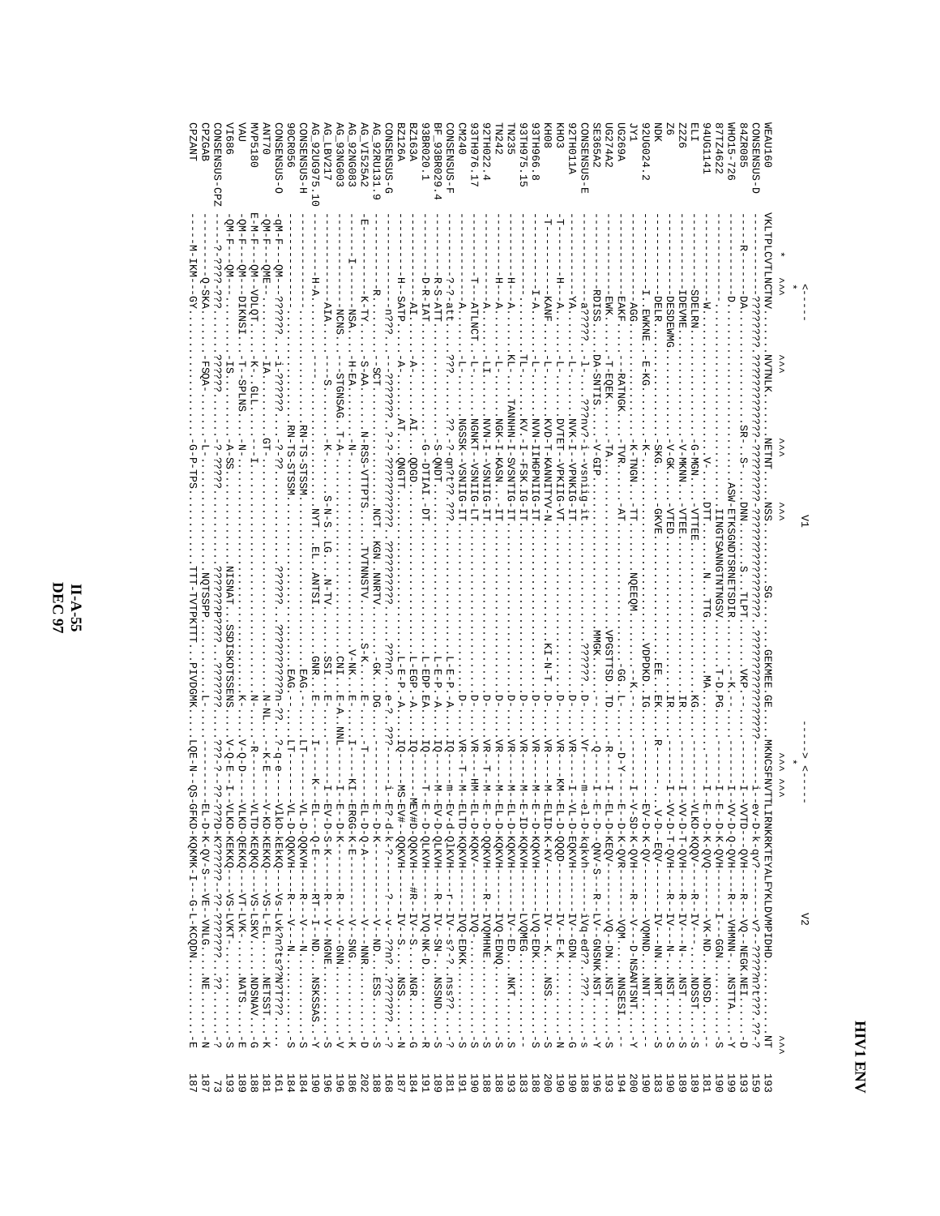```
                        V1                                                              V2
WEAU160        VKLTPLCVTLNCTNV.....NVTNLK.......NETNT......NSS..............SG......GEKMEE.GE...MKNCSFNVTTLIRNKRKTEYALFYKLDVMPIDHD.........NT   193
CONSENSUS-D    --------????????.....???????...?????????????????????.........????????????????????....i--ev-D-k-qv?---------v?--??????n?t???.??-?   159
84ZR085        --------R--------DA..........SR..S-.......DNN........S..TLPT..........VKP.---------------i--VVTD---QVH----R---VQ--NEGK.NEI.......-D   193
WHO15-726      --------------D.....................................ASW-ETKSGNDTSRNETSDIR..........-K---------------I---VV-D-Q-QVH----R---VHMNN..NSTTA......-Y   199
87TZ4622       -----------------.......................................IINGTSANNGTNTNGSV.........T-D-PG.----------I--E--D-K-QVH-------I--GGN...........-S   190
94UG1141       -----------------W.........................V-.....DTT........N..TTG.......MA..----------I-E--D-K-QVQ--------VK-ND..NDSD.......--   181
ELI            -----------------SDELRN.................G-MGN..-VTTEE............................KG.---------VLKD-KQV---R----IV---.....NDSST......-S   189
Z2Z6           -----------------IDEVME.................V-MKNN..-VTEE............................IR.---------I---VV-D-T-QVH----R---IV---N-.NST......-S   189
Z6             ------------DESDEWMG...................V-GK....-VTED...............................IR.---------I---VV-D-T-QVH----R---IV---N-.NST......-S   190
NDK            ------------DELR.....................SKG......-GKVE..............................EE..EK.---R------------V-D--EQV------IV---NN..NRT......-S   183
92UG024.2      ---I..EWKNE..-E-KG...............K-.........................................T-D-PG.--------EV-D-K-QV---------VQMND..NNT......--   190
JY1            -----------AGG.........................K-TNGN..-TT.........NQEEQM.........--K---------I-V-SD-K-QVH---R---V---D-NSANTSNT......-Y   200
UG269A         ----------EAKF.......-RATNGK..........TVR.......-AT............................-GG.-L..--D-Y---E--D-K-QVR------VQM...NNSESI......--   194
UG274A2        --------EWK..........T-EQEK.............TA.......................VPGSTTSD.TD...--R----I--EL-D-KEQV------VQ--DN..NST......-S   193
SE365A2        --------RDISS.......DA-SNTIS............V-GIP.....................MMGK......---Q-----I--E--D--QNV-S--R-LV--GNSNK.NST......-Y   196
CONSENSUS-E    --------a?????.........-l-.......????nv?-i--vsnlig-it.....................??????..-D-..Vf-----m--el-D-kqkvh-------ivq--ed??.???......-s   188
92TH011A       --------YA.......-L-.....NVK-I--VPNKIG-IT...........................-D-..VR------I--VL-D-EQKVH------IV---GDN.............-G   190
KHO3           -T------H---A..........-L-.....DVTET--VPKIIG-VT...........................-D-..VR------KM--EL-D-QQQD-------IV---E-K.............-N   190
KH08           -T----------KANF......-L-.....KVD-T-KANNITVV-N.................KI-N-T.-D-..VR------M--ELID-K-KV---------IV---K...NSS......-S   200
93TH966.8      -----------I-A..........-L-.....NVN-IIHGPNIIG-IT...........................-D-..VR------M--E--D-KQKVH-------LVQ-EDK............-S   188
93TH975.15     ----------------......-TL-.....KV--I--FSK-IG-IT...........................-D-..VR------M--E-ID-KQKVH-------LVQMEG........-Y   183
TN235          -----------H----A..........KL-.....TANNHN-I-SVSNTIG-IT..................-D-..VR------M--EL-D-KQKVH------IVQ--ED..NKT......-S   193
TN242          -----------H----A..........-L-.....NGK-I-KASN..-IT.........................-D-..VR------M--EL-D-KQKVH------IVQ-EDNQ.............-S   188
92TH022.4      ------------A..........-LI-....NVN-I-VSNIIG-IT...........................-D-..VR---T---M--E--D-QQKVH----R---IVQMHNE.............-S   188
93TH976.17     -----------T-----ATLNCT......-L-.....NGNKT-VSNIIG-LT...........................-D-..VR------HM--EL-D-KQKV--------IVQ--..............-S   190
CM240          -----------A........-L-.....NGSSK-VSNIIG-IT...........................-D-..VR---T---M--ELTD-KQKVH-------IVQ-EDKK............-S   191
CONSENSUS-F    ----?-?-att........???.....??.?-qn?t??.???.................L-E-P..-A..IQ------m--EV-d-QLKVH----r---IV--s?-?.nss??......-?   181
BF_93BR029.4   ------------R-S-ATT..........-S-QNDT.........................L-E-P..-A..IQ------M--EV-D-QLKVH----R---IV---SN--.NSSND......-S   189
93BR020.1      -----------D-R-IAT...........-G--DTIAI.-DT..........L-EDP.EA..IQ------T--E--D-QLKVH------IVQ-NK-D.............-R   191
BZ163A         ------------AI.........-A-.....AI....QDGD.......................L-EGP..-A..IQ------MEV#D-QQKVH---#R---IV--S...NGR......-G   184
BZ126A         -----------H---SATP......-A-.....AT....QNGTT.......................L-E-P..-A..IQ------MS-EV#--QQKVH------IV--S...NSS......-N   187
CONSENSUS-G    --------------n???.........?????????.?-?-??????????????.??????????.??????????..??n?..e-?.???-------i--E?-d-k-?------?---v--??n?.???????...-?   168
AG_92RU131.9   ---------R-...........-SCT...........NCT..KGN..NNRTV.........-GK..DG.------------E--D-K---------V---ND..ESS......-S   188
AG_VI525A2     E-------------K-TY.........S-AA.......N-RSS-VTTPTS.........TVTNNSTV.........S-K.....E-------T------EL-D-Q-A------V---NNR.............-D   202
CONSENSUS-A    ---------I-------NSA..........H-EA...........N-...........................V-NK..-E-..I-------KI--ERGG-K-E-----R------V---SNG..............-K   186
AG_93NG003     -----------------NCNS.........STGNSAG..T-A...............................CNI...E-A.NNL------I--E--D-K----------R-------GNN..............-V   196
AG_LBV217      -------------AIA.........-S-.......K-......S-N-S..LG...-N-TV.........SSI...E-..---------I--EV-D-S-K-------R------V--NGNE.............-S   196
AG_92UG975.10  -------H-A........................NYT.EL..ANTSI..........GNR...-E-..I--------K--EL---Q-E------RT--I---ND..NSKSSAS..-Y   190
CONSENSUS-H    .............................RN-TS-STSSM..............EAG.--.....LT--------VL-D-QQKVH----R------V---N..............-S   184
90CR056        ........................RN-TS-STSSM..............EAG.........LT--------VL-D-QQKVH----R------V---N..............-S   184
CONSENSUS-O    qM-F---QM---??????.....-i-??????....-?-??.................??????.????????????n-??..?-q-e-----VlkD-KEKKQ-----Vs-Lvk?n?ts??N?T????...   161
ANT70          QM-F---QME-.....IA........GT-.........................N-NL...-K-E------V-KD-KEKKQ-----VS-L-EL..NETSST......-K   181
MVP5180        E-M-F---QM--VDLQT.....K-.GLL.......-I-...........-N-...-R-----VLTD-KEQKQ-----VS-LSKV..NDSNAV......-G   188
VAU            -QM-F--QM---DIKNSI..T--SPLNS.......N-...........K..V-Q-D-----VLKD-QEKKQ-----VT-LVK....NATS......-E   189
VI686          -QM-F--QM-----.......IS........A-SS......NISNAT...SSDISKDTSSENS..V-Q-E---I---VLKD-KEKKQ------VS-LVKT-.................-S   193
CONSENSUS-CPZ  ------?-????-???..........??????......-?-?????....NQTSSPP.????????????P???..???????..???-?--??-???D-K?????????--??-????????....??.......-S   73
CPZGAB         --------Q-SKA..........-FSQA-........-L-.........NQTSSPP......-L-.......---------EL-D-K-QV-S---VE--VNLG....NE.......-N   187
CPZANT         ------M-IKM--GY.........G-P-TPS........TTT-TVTPKTTT..PIVDGMK....LQE-N--QS-GFKD-KQKMK-I---G-L-KCQDN.........-E   187
```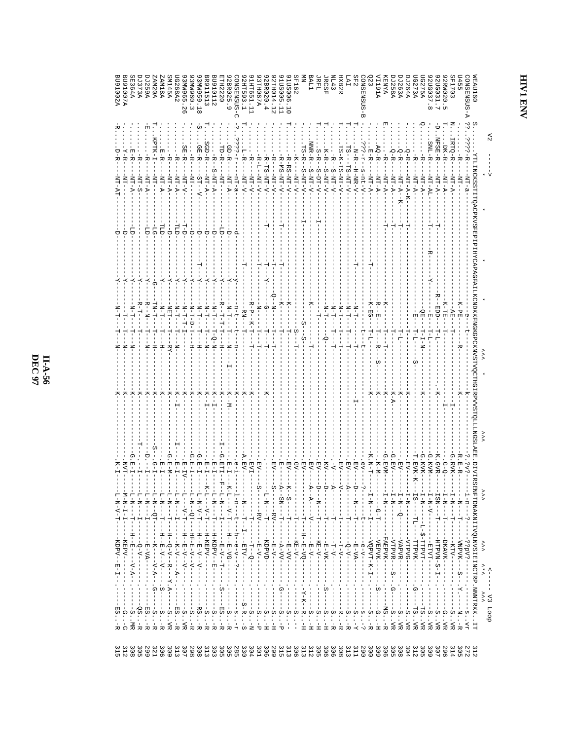```
                 V2
                 ---->
                     *          *          *          *       ^^^  *          ^^^          ^^^          ^^^     <---- V3 Loop
                                                                                                                  ^*^          ^^^
WEAU160     S....YTLINCKSSTITQACPKVSFEPIPIHYCAPAGFAILKCNDKKFNGKGPCKNVSTVQCTHGIRPVVSTQLLLNGSLAEE.DIVIRSENFTDNAKNIIVQLNVSIEINCTRP.NNNTRKK.IT   312
CONSENSUS-A ??.?????-R---NT-a-----------------------------e---t----------------k----------?.?v?-----i-n--?---??pv?---------s..vr   272
U455        ......R---NT-------------------------K-PE------R-------------K-------R.E-R-----I-N---T-----VNPVK--S--Y----N..R   305
SF1703      N...IRTQ-R---NT-A--------------------AE----T-----------------I-------G.RVK-----I-N---T-----KTV-----------S..VR   314
92RW020.5   T....DK-R---NT-A---------------------K-TE--T-----------------I-------G-Q-------I-N---T-----DKAVK---------G..VR   296
92UG031.7   D..NFSE-R---NT-A-------------------R--EDD--T-L--------------K--------K.GVR-----ISN---T-----HTPVN-S-I-------S..VR   307
92UG037.8   ....SNL-R---NT-AL----T-----R-----Y-----E-----T-L---------------------G.KVM-----I-N-V-----ETVT-----------S..VR   309
UG275A      Q.....R---NT-A-----------------------QE---T-I-N-----------K----------G.KVK-----I-N-----L-$-TTPVT--------G----TS..VR   305
UG273A      .....R---NT-A-K-----T--------------------E----T-L----S---------------T.EVK-K---IS---TL--TTPVK--------G----TS..VR   312
DJ264A      .....Q-R---NT-A-K-----T-------------------------------K--------------EV--------I-N-----VTPVG---------S..VR   304
DJ263A      .....Q-R---NT-A-K-----T-----------------T-L-----------K--------------EV--------I-N-Q----VAPVR---------S..VR   308
DJ258A      .....Q-R---NT-A-------T-----------------T-L-----------K-A------------G.EV------I-N------VTPVR---S--G----S..VR   305
KENYA       E....R---NT-A-------T------------K-----T---T-----------K-------------G.EVM-----I-N-----FAEPVK---------MS..R   306
VI191A      .....AQ-R---NT-A---------------------R--E--T---R---S----K-------------K-M---------G-T----VEPVK--------S--G..H   309
Q23         .....E-R---NT-A-------------------T-------K-EG---T-L-----------K-----K.N-T-----I-N---I-----VQPVT-K-I----S..R   300
CONSENSUS-B ....???-r--s-nt-v------------------------------t---t------------------ev-----?--------t------e-v-----------s..?   290
SF2         T....N-R--H-NR-V-------------------T-----N-T---T------------I--------EV-----D---N----T-----E-VA------------S..Y   311
LAI         T....TS--TS-NT-V-----------------------N-T---T-----------------------EV-----A---------T-----Q-V------------S..R   313
HXB2R       T....TS-K-TS-NT-V-----T-----------------N-T---T----------------------EV-----V---------T-----T-V------------R..R   308
NL43        .....R--S-NT-V--------------------------N-T---T-----------------------V-------A--------T-----T-V------------S..R   306
JRCSF       T....K-R--S-NT-V-----------------------N-T---Q-----------------------KV-----D---------T-----E-VK-----S------S..H   306
JRFL        T....S-R--S-DT-V----I------------------T-----------------------------EV-----D---N---T-----KE-V------------S..H   305
BAL1        .....NNR-R--S-NT-V---------------------K-----T-----------------------EV-----A-A----V-----E-V-------------S..H   312
MN          .....TS-R--S-NT-V-----I-------------------------S---S----------------EV-----K----T----H-E-VQ-----Y-K--R..H   313
SF162       .....K---NT-V--------------------K------S--T-------------------------GV-----K-S----T-----KE-V-------------S..   306
91US006.10  T....R-RS-NT-V---------------------K------T--------------------------EV-----K-S-----T-----E-VV----G------S..R   313
91US005.11  .....R-MS-NT-V-----T-------T-----------------------------------------E-----A-SN----T-----A-VV-------------S..P   315
92TH014.12  .....R---NT-V-----------T----------Q-N----T---T----------------------EV-----S----RV-----E-V-----------S..H   299
92BR020.4   .....R-TS-NT-V-------T-----T--Y----G-----T---T------K--------------------L-N---T-----KDPVD--------S..H   306
93TH067A    .....R-L-NT-V------T----------------T---T----------------------------EV-----S-----RV-----E-V------------S..P   301
91HT651.11  .....R---NT-V------------------R-P--K-T---T-----K--------------------EVI-------------T-----T-Q------------S..N   304
92HT593.1   T....L-R---NT-V------T------------RN----T---------K------------------A.EV------N-----T-I---ETV------------S-R..S   330
CONSENSUS-C ?..????-r---nT-a--------d-------y------n-t--t--n------k---------------e-i-----l-n---t-----h--e-v--?-------s..r   285
92BR025.9   .....GD-R---NT-A-------D-------Y------N-T--T--N--I---K-M-------------E-I-----K-L---V-T----H--E-VG--------S..R   305
ETH2220     .....TD-R---NT--------LD-------Y------R--T-T-T--H------K-------I--G.ETI--F--L-N----I----E-V---T----S----ES..R   303
BU910112    .....R-S-NT-A---------D-------Y------N-T-T--Q-N------K-I-------------E-I-----L-N----T-----H-KDPV-E----------S..R   313
BR911513    T....SGD-R---NT-A---------D-------Y------N-T---T--N------K-I--------E-I-----K-L---V-T-----H-KEPV--------------S..R   308
93MW959.18  S....GE-R---ST---V-------D-------T------Y------N-T---T--H------K-------G.E-I-----L-N-V-T----H--E-V--V-------RS..R   298
93MW960.3   .....R---NT-------D-------Y------N-T-D-T---H------K-------------------G.E-I------L-N--QT----HF-E-V--V------S..R   307
93MW965.26  .....SE-R---NT-V-----T-D-------Y------N-T-T-I------K-----------------E-IV-----L---V-T----H-E-V-V--------S..VR   313
UG268A2     .....R---NT-A------TLD--------Y------N-T---T--N------K-I---------I--E-I-----L-N------N-----K-V----A-----ES..R   309
SM145A      .....R---NT-A--------D--------Y------NET---T--RY---------K-----------G.E-M-----L-N----T----H-Q-V--R---Y-A-----S..VR   306
ZAM18A      .....E-R---NT-A------TLD-------Y------N-T---T--H------K--------------E-I-----L-N----T----H-E-V--V----S-----S..R   321
ZAM20A      T....KPTK-I---NT--------LG--------G------TN-T--T--H------K-----------S--G-I-----L-N--QT-----K---V-A--G-----S..R   299
DJ259A      E....R---NT-A--------LD-------Y------R-N-T--N------K-----------------D.--I-----L-N------N-----E-VA--------ES..R   305
DJ373A      .....R---NT-S------------------Y------R-T--------------K-----------T---I------L-N---I-----Q-V--------QS..R   308
SE364A      .....E-R---NT-A--------LD--------Y------N-T---T--N------K-----------G.E-I------L-N---T---H-E---V-A--------S..MR   312
BU91007A    .....Y-R---NT-------D--------Y------T-T---N------K------------------NVT------M-N-I-I---KEPV--------------G..G   312
BU91002A    .R....D-R---NT-AT--------D--------Y------N-T---T--N------K------------K-I------L-N-V-T--KDPV--E-I------ES..R   315
```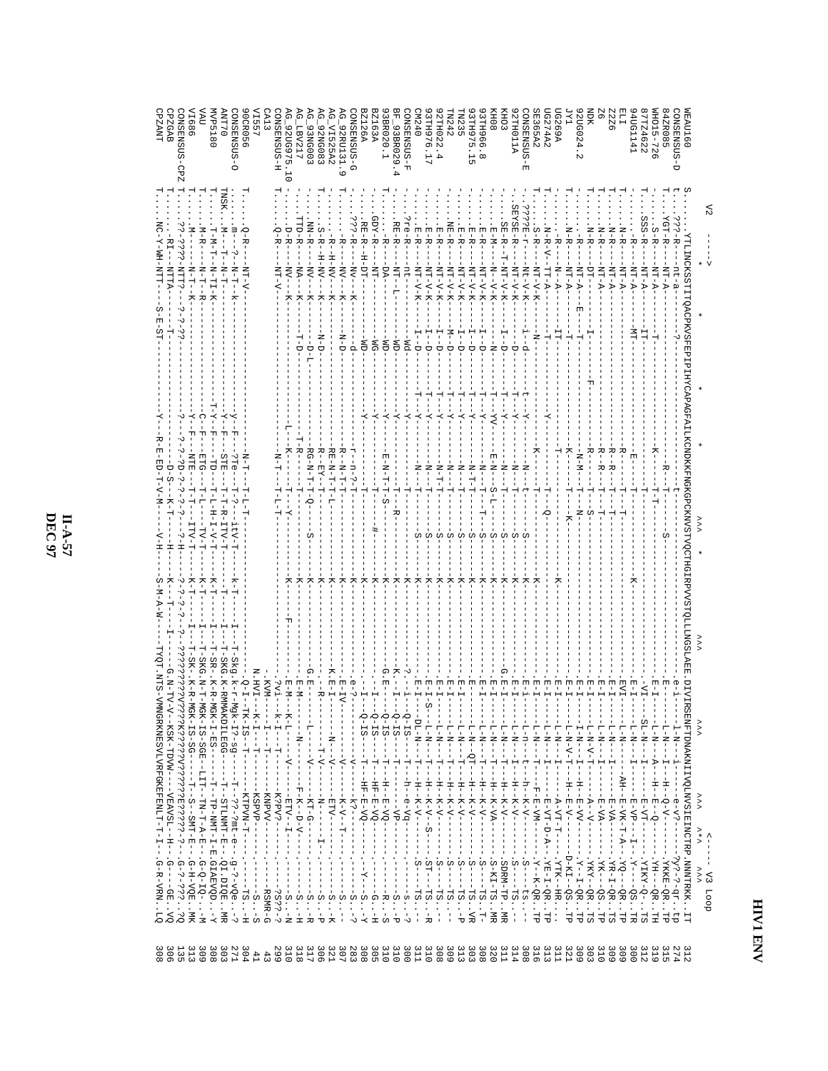```
           V2  ---->                                                                                                                              <----- V3 Loop
                 *          *               *                                            ^^^   *               ^^^          ^^^           ^^^           ^*^         ^^^
WEAU160       S....YTLINCKSSTITQACPKVSFEPIPIHYCAPAGFAILKCNDKKFNGKGPCKNVSTVQCTHGIRPVVSTQLLLNGSLAEE.DIVIRSENFTDNAKNIIVQLNVSIEINCTRP.NNNTRKK.IT   312
CONSENSUS-D   t....???-R---nt-a---------?-----------------------t-------------------------------e-i---i-N---i-------e-v?-----?y?-?-qr.tp   274
84ZR085       T....YGT-R---NT-A-----------------------------R---T-------S----------------------E-----L-N---I--H--Q-V------YKKE-QR.TP   315
WHO15.726     T.....S-R---NT-A------------------------K-------T-T-----------------------------E-I---L-N---A--H-E--Q------YH--QR.TH   319
87TZ4622      T....SSS-R---NT-A---IT-----------------------T-------------------------------VI----SL-N---I-----E-VT-----YIKY-Q-.TS   312
94UG1141      T......-R---NT-A---MT--------------------E-------T-----------K---------------E-I---L-N---I-----E-VP--I---Y---QS.TR   300
ELI           T....N-R---NT-A----------------------R-------T-T------------------------------EVI----L-N------AH-E-VK-T-A--YQ---QR.TP   309
Z2Z6          T....N-R---NT-A----------------------R--R-----T------------------------------E-I----L-N---I-----E-VA-----YR-I-QR.TS   309
Z6            T....N-R---NT-A----------------------R--R-----T-T----------------------------E-I----L-N---I-----E-VA-----YK---QS.TP   310
NDK           T....N-R---DT--------I--------F--------R-----T--S------------------------------E-I---L-N---I-----A--V------YKY--QR.TS   303
92UG024.2     T......R---NT-A---E--T----------------N-M-----T--N--------------------------E-I---I-N---I-----H-E-VV-----Y--I-QR.TP   309
JY1           T....N-R---NT-A--------------------K-------T----K----------------------------E-I---L-N-V-T-----H--E-V----D-KI--QS.TP   321
UG269A        ......R---N--A---IT-----------------T---------------------------------------E-I---L-N---I-----A-VT-T----YTK--HR.--   311
UG274A2       T....N-R-V--TT-A----T---------Y--------------Q-------------------------------E-I---L-N---I-----E-VT-D-A---YE-I-QR.TP   313
SE365A2       T....S-R---NT-V-K---N-------------K-----------T-----------K---------------E-I---L-N---T-----F-E-VM-----Y---K-QR.TP   316
CONSENSUS-E   ...???E-r---Nt-V-k---i-d-------t--Y---------N--t-------S--------K-------E-i---L-n---t-----h-K-v-------S---ts.--   308
92TH011A      ....SEYSE-R---NT-V-K---D---------T--Y------------N--T-------S--------K-------E-I---L-N---I-----H-K-V-------S---TS.--   314
KH03          .....SE-R--NT-V-K--I--D--------T--Y----------N--T-------S--------K-------G-E-I---L-N---I-----H-K-V------SDRM-TP.MR   311
KH08          ......E-M---N--V-K----N---------T--YV--------E-N--S-L-------S--------K-------E-I---L-N---T-----H-K-VA----S-KI-TS.MR   320
93TH966.8     ......E-R---NT-V-K---I--D---------T--Y--------N--T---T-----S--------K-------E-I---L-N---T-----H-K-V-------S---TS.T-   308
93TH975.15    ......E-R---NT-V-K---I--D---------T--Y--------N-T--------S--------K-------E--------L-N-QT--H-K-V-------S---TS.VR   303
TN235         ......E-R---NT-V-K---I--D---------T--Y---------N--T-------S--------K-------E-I---L-N---T-----H-K-V-------S---TS.-P   313
TN242         ......NE-R---NT-V-K---M--D---------T--Y----------N--T-------S--------K-------E-I---L-N---T-----H-K-V-------S---TS.--   309
92TH022.4     ......E-R---NT-V-K---I--D---------T--Y----------N--T-------S--------K-------E-I---L-N---T-----H-K-V-------S---TS.--   308
93TH976.17    ......E-R---NT-V-K---I--D---------T--Y----------N--T-------S--------K-------E-I-S---L-N---T-----H-K-V--S-----ST---TS.-R   310
CM240         ......E-R---NT-V-K---I--D---------T--Y----------N--T-------S--------K-------E-I---DL-N---T-----H-K-V-------S---TS.--   311
CONSENSUS-F   ......?re-R---nt-----Nd---------------y---------N---T-------------------K-------?-i---Q-IS---T----h--e-Vq-------s---s.-?   300
BF_93BR029.4  ......RE-R---NT-L-----ND------------------Y---------N---T-------------------K-------K---I---Q-IS---T-----VP---------S---S.-P   310
93BR020.1     T....--R---DA-------ND-----------------Y---E-N-T-T-S----------------K-------G-E-------Q-IS---T-----H--E-VQ---------R---R.-S   310
BZ163A        ......GDY-R---NT---------WG------------------Y---------T----#-----------K---------I--Q-IS---T----HF-E-VQ----------G---G.-H   305
BZ126A        ......RE-R-H-DT-------WD------------------Y---------T---------------K---------I--Q-IS---T---HF-E-VQ----------Y---S.-Y   308
CONSENSUS-G   ......???-R---Nv--K------d-------------------r--n-?-T-----------------K-------e-?-----------V---------k?---------S---S.-?   283
AG_92RU131.9  T....--R---NV--K------N-D-----------------R--N-T-----------------K-------E-IV---------V---------K-V--T------S---S.--   307
AG_VI525A2    ......R-H-NV--K---------------------RE-N-T-L-------------------K-------K-E-I--------N---V---------ETV---------S---S.-K   321
AG_93NG003    ......S-R-H-NV--K------N-D--------------R--EY--T--------------K---------R--------T-V----N---------I------S---S.-P   306
AG_92NG083    ......NN-R---NV--K------D-L---------------RG-N-T-T-Q------S-------K-------G-E-------L------V-------KT-G-------S---S.-R   317
AG_LBV217     ......TTD-R---NA--K------T-D---------------T-R------------------K-------E-M-------N------V--------F-K--D-V------S---S.-H   318
AG_92UG975.10 ......D-R---NV--K-------------------L--K-----T----Y-----------K-------F---E-M--K-L---------V-------ETV--I--------S---S.-N   310
CONSENSUS-H   T....Q-R---NT-V------------------------N-T--T-L-T---------------------?vl---k-I---T---------K?PV?----------?S??.?   299
CA13          ..............................................................KVM-----I--T-------KNPVV--------RSMR-G   43
VI557         ......................................................N.HVI--K-I--T------KSPVP-------S---S.-S   41
90CR056       T....Q-R---NT-V--------------------------N-T--T-L-T-------------------.Q-I--TK-IS--T-----KTPVN-T---------TS..-H   304
CONSENSUS-O   TNSK.m---?-N-T-k----------------y-F--?Te--T-?--itV-T----k-T-----I--T-Skg.k-r-Mgk-I?-sg---T-??-?mt-e--g-?-vQe.-?   271
ANT70         TNSK.M---T-N-T---------------Y-F---STE--T-T-R-ITV-T------T-----I--T-SKG.K-RMMAKDILEGG----T-STLNMT-E--QI.DIQE.MR   303
MVP5180       T....T-M-T-N-TI-K-----------T-Y-F---TD---T-L-H-I-V-T----K-T-----I--T-SR-.K-R-MGK-I-ES------T--TP-NMT-I-E-GIAEVQD.-Y   308
VAU           T....M-R---N-T--R-----------C-F---ETG--T-L----TV-T----K-T-----I--T-SKG.N-T-MGK-IS-SGE--LIT--TN-T-A-E--G-Q-IQ..-M   309
VI686         T....M-----N-T--K-----------Y-F---NTE--T-T----ITV-T----K-T-----I--T-SK-.K-R-MGK-IS-SG----T--S---SMT-E--G-H-VQE.MK   313
CONSENSUS-CPZ T....??-????-NTT?---?-?-??---------?---?-?D-?-?-?--?-H----?-?-?-?--?-???????????Vr????K??????V???????E?????-?---G-?-???.?Q   135
CPZGAB        T....RI---NTTA----T-------------------D-S---K-T----H-----K---T---I-----G.N-TV-V---KSK-TDVW-----VEAVSL--H----G----GE..VQ   306
CPZANT        T....NC-Y-WH-NTT-----S-E-ST-------------Y----R-E-ED-T-V-M------V-H------S-M-A-W----TYQT.NTS-VMNGRKNESVLVRFGKEFENLT-T-I---G-R-VRN..LQ   308
```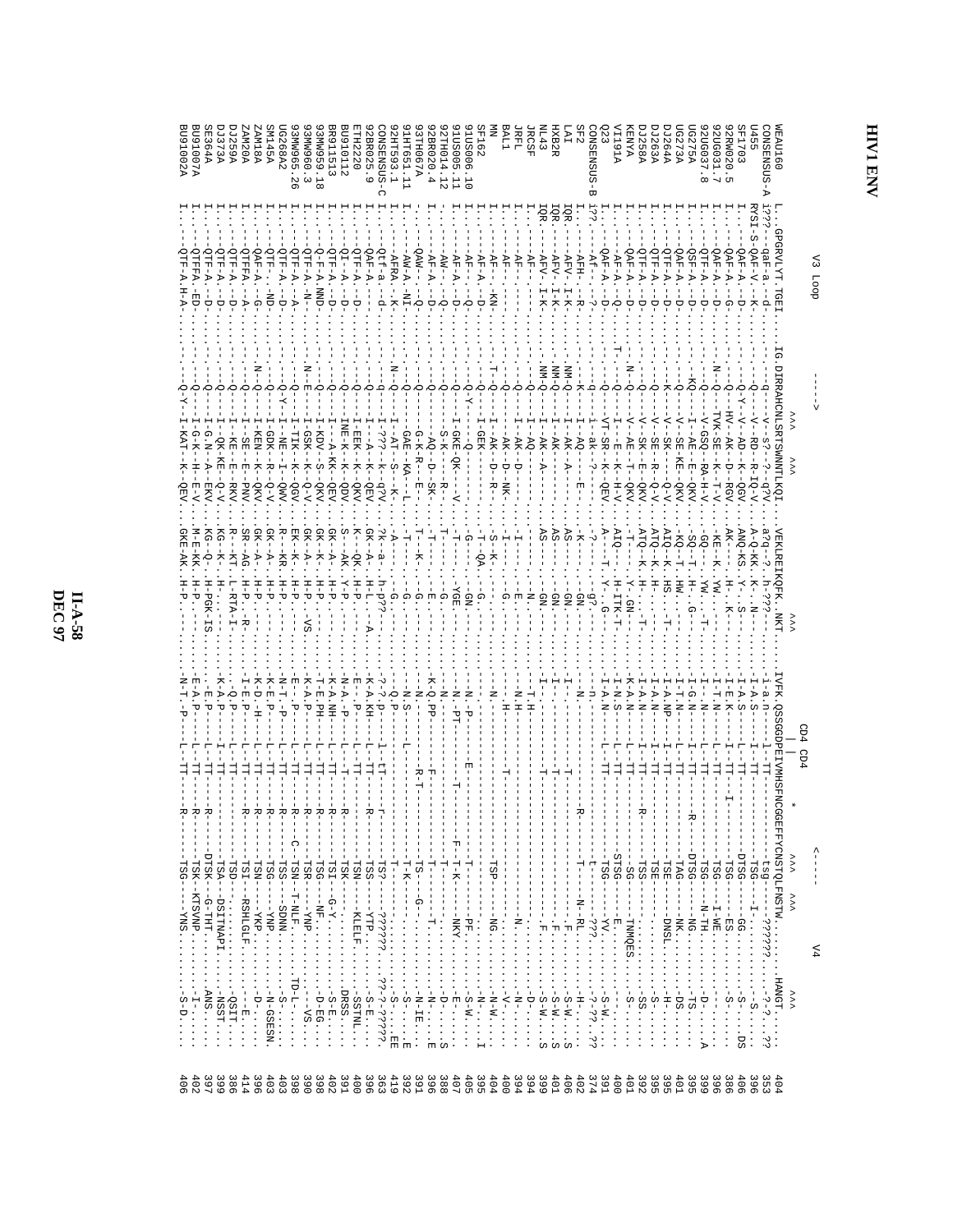# HIV1 ENV

```
                  V3 Loop            ---->                                                           CD4 CD4    *     <----                        V4
                                  ^^^    ^^^                              ^^^                         |  |            ^^^    ^^^                        ^^^
WEAU160      L..GPGRVLYT.TGEI...IG.DIRRAHCNLSRTSWNNTLKQI...VEKLREIKQFK.NKT...IVFK.QSSGGDPEIVMHSFNCGGEFFYCNSTQLFNSTW........HANGT....   404
CONSENSUS-A  i???--qaF-a.--d-.........--q-----v--s?-?-q?V..a?q-?.-h-???.......--i-a-n-----1---TT--...........tsg--.??????.........-?-?...??   353
U455         RYSI-S-QAF-V.--K-.........--Q----V--RD--R-IQ-V..A-Q-KK.-K-.-N-.......--I-A-S-----I--TT--..........-TSG----I-...........-S-.....   396
SF1703       I----QAF-A.--D-.........--Q-Y--V--AD--K-QGV..ANQ-KS.-Y-.-S-.......--I-A-S-----L--TT--..........-DTSG----GG..........-S-.....DS   406
92RW020.5    I----QAF-A.--G-.........--Q----HV--AK-D-RGV..AK---.-H-.-K-.......--I-E-K-----I--TT---I.........-TSG----ES..........-S-.....   386
92UG031.7    I----QAF-A.--D-.........N--Q----TVK-SE-K-T-V..-KE-K.-YW.-.-.......--I-T-N-----L--TT--..........-TSG----I-WE.........-.-....   396
92UG037.8    I----QTF-A.--D-.........--Q----V-GSQ--RA-H-V..-GQ--.-YW.-.-T-.......--I---N-----L--TT--..........-TSG----N-TH........-D-...A   399
UG275A       I----QSF-A.--D-.........--KQ----I--AE--E-QKV..-SQ--T.-H-.-G-.......--I-G-N-----I--TT----R-......-DTSG----NG..........-TS-....   395
UG273A       I----QAF-A.--D-.........--Q----V--SE-KE-QKV..-KQ--T.-HW.-.-.......--I-T-N-----L--TT--..........-TAG----NK..........-DS-....   401
DJ264A       I----QTF-A.--D-.........--K----V--SK---Q-V..ATQ--K.-HS.-.-T-.......--I-A-NP----I--TT--..........-TSE----DNSL........-H-....   395
DJ263A       I----QTF-A.--D-.........--Q----V--SE--R-Q-V..ATQ--K.-H-.-.-.......--I-A-N-----I--TT--..........-TSE----...........-S-....   395
DJ258A       I----QTF-A.--D-.........--Q----V--SK--E-QKV..ATQ--K.-H-.-T-.......--I-A-N-----I--TT--R-.......-TSS----...........-SS-....   392
KENYA        I----QAF-A.--D-.........N--Q----V--AE--T-QKV..-T---.-Y-GN-.......--K-A-N-----L--TT--..........--SG----TNMQES.......-S-....   401
VI191A       I----AF-A.--Q-......T--Q----I--E--K-H-V..AIQ--.-H-ITK-T.......--I-N-S-----L--TT--..........-STSG----E...........-S-W-....   400
Q23          I----QAF-A.--D-.........--Q----VT-SR--K-QEV..A---T.-Y-.-G-.......--I-A-N-----L--TT--..........-TSG----YV..........-S-W-....   391
CONSENSUS-B  i??--AF-.--?-.........--q----i-ak--?-----..-?--.---.-g?-.......--n-----------.............-t-----???..........-?-??.??   374
SF2          I----AFH-.--R-.........--K----I-AQ-----E--..-K--.---.-GN-.......--N-----------R-.........-T---N-RL........-H-....   402
LAI          IQR--AFV-I-K-.........NM-Q----I-AK-A---..AS--.---.-GN-.......--I---------T--...........................-F-......-S-W-...S   406
HXB2R        IQR--AFV-I-K-.........NM-Q----I-AK-----..AS--.---.-GN-.......--I---------T--...........................-F-......-S-W-...S   401
NL43         IQR--AFV-I-K-.........NM-Q----I-AK-A---..AS--.---.-GN-.......--I---------T--...........................-F-......-S-W-...S   399
JRCSF        I----AF-.-----.........--Q----I-AQ-----..----.---.-N-.......--T-H------------...........................-D-......   394
JRFL         I----AF-.-----.........--Q----I-AK-D---..-I--.---.-E-.......--N-H------------...........................-N-......-N-....   394
BAL1         I----AF-.-----.........--Q----I-AK-D-NK-..-I--.---.-G-.......--N-----------.................-N-.........-V-....   400
MN           I----AF-.--KN-.........T-Q----I-AK-D-R-..--S-K.---.-.......---N---------T--..........-TSP----NG..........-N-W-....   404
SF162        I----AF-A.--D-.........--Q----I-GEK-----..-T-QA.-G-.......---------------...........................-N-...I   395
91US006.10   I----AF-.--Q-.........--Q-Y----Q-----..--G---.-GN-.......--N-P-----E--..........-T-----PF.........-S-W-....   405
91US005.11   I----AF-A.--D-.........--Q----I-GKE-QK---V..--T--.---.YGE.......--N-PT------T--..........-F-T-K----NKY........-E-....   407
92TH014.12   I----AW-.--Q-.........--Q----S-K----R-..-T--.---.-G-.......---N---------.........................-T-.........-D-...S   388
92BR020.4    I----AF-A.--D-.........--Q----AQ-D-SK-..--T--.---.-E-.......--K-Q-PP-----F--..........-T-----T-.........-N-...E   396
93TH067A     I----QAW-.--Q-.........--Q----G-K-R--E-..---T--K.-G-.......--N---------R-T-........-TS-----G-.........-N-IE-....   391
91HT651.11   I----AW-A.-NI-.........--Q----GAE-KA--L..-T---.-G-.......--N-S-----L--.........-T-K---.......-S-....E   392
92HT593.1    I----AFRA.--K-.........N--Q----I-AT-S---K-..--A--.--G-.......--Q-P-----............--T-.........-S-...EE   419
CONSENSUS-C  I----Qtf-a.--d-.........--q----I-???-k-q?V..?k-a-.h-p??-.......--?-?-p----1--tT--r--........-TS?-----??????........??-?-?????.   363
92BR025.9    I----QAF-A.--D-.........--Q----I-A-K-QEV..GK-A-.H-L--A-.......--K-A-KH-----L--TT--R-.........-TSS----YTP.........-S-E-....   396
ETH2220      I----QTF-A.--D-.........--Q----I-EEK-K-QKV..-K--QK.H-P--.......--E--P-----L--TT--..........-TSN----KLELF........-SSTNL....   400
BU910112     I----QI-A.--D-.........--Q----INE-K-K-QDV..-S--AK.Y-P--.......--N-A-P-----L--TT--R-.........-TSK-----.........DRSS-....   391
BR91I513     I----QTF-A.--D-.........--Q----I--A-KK-QEV..GK-A-.H-P--.......--K-A-NH-----L--TT--R-.........-TSI----G-Y.........-S-E-....   402
93MW959.18   I----Q-F-A.NND-.........--Q----I-KDV-S-QKV..GK-K-.H-P--.......--T-E-PH-----L--TT--R-.........-TSG----NF..........-D-EG....   398
93MW960.3    I----QTF-A.-N-.........N--E----I-GSK-K-Q-V..GK-A-.H-P--VS.......--K-A-P-----L--TT--R-.........-TSR----YNP.........-VS-....   390
93MW965.26   I----QTF-A.--A-.........--Q----I-TIK-K-QGV..EK-K-.H-P--.......--E---P-----L--TT--R-C-......-TSN-T-NLF........TD-L-....   398
UG268A2      I----QTF-A.--D-.........-Q-Y----I-NE-I-QWV..-R--KR.H-P--.......--N-T-P-----L--TT--R-.........-TSS----SDNN.........-S-....   403
SM145A       I----QTF-.--ND-.........--Q----I-GDK-R-Q-V..GK-A-.H-P--.......--K-E-P-----L--TT--R-.........-TSG----YNP.........-N-GSESN.   403
ZAM18A       I----QAF-A.--G-.........N--Q----I-KEN-K-QKV..GK-A-.H-P--.......--K-D-H-----L--TT--R-.........-TSN----YKP.........-D-....   396
ZAM20A       I----QTFFA.--A-.........--Q----I-SE-E-PNV..SR-AG.H-P--R-.......--I-E-P-----L--TT--R-.........-TSI----RSHLGLF........-E-....   414
DJ259A       I----QTF-A.--D-.........--Q----I-KE-E-RKV..-R--KT.L-RTA-I.......--Q-P-----L--TT--..........-TSD----..........QSIT....   386
DJ373A       I----QTF-A.--D-.........--Q----I-QK-KE-Q-V..KG--K.H-...-.......--K-A-P-----I--TT--..........-TSA----DSITNAPI........NSST....   399
SE364A       I----QTF-A.--D-.........--Q----I-G-N-A-EKV..KG-Q-.H-PGK-IS.......--E-P-----L--TT--R-.........DTSK----G-THT.........ANS-....   397
BU91007A     I----QTFFA.-ED-.........--Q----I-G-K-H-E-V..M-E-KK.H-P--.......--E-A-P-----L--TT--R-.........-TSK----KTSVNP........-I-....   402
BU91002A     I----QTF-A.H-A-.........--Q-Y----I-KAT-K-QEV..GKE-AK.H-P--.......--N-T-P-----L--TT--R-.........-TSG----YNS........-S-D-....   406
```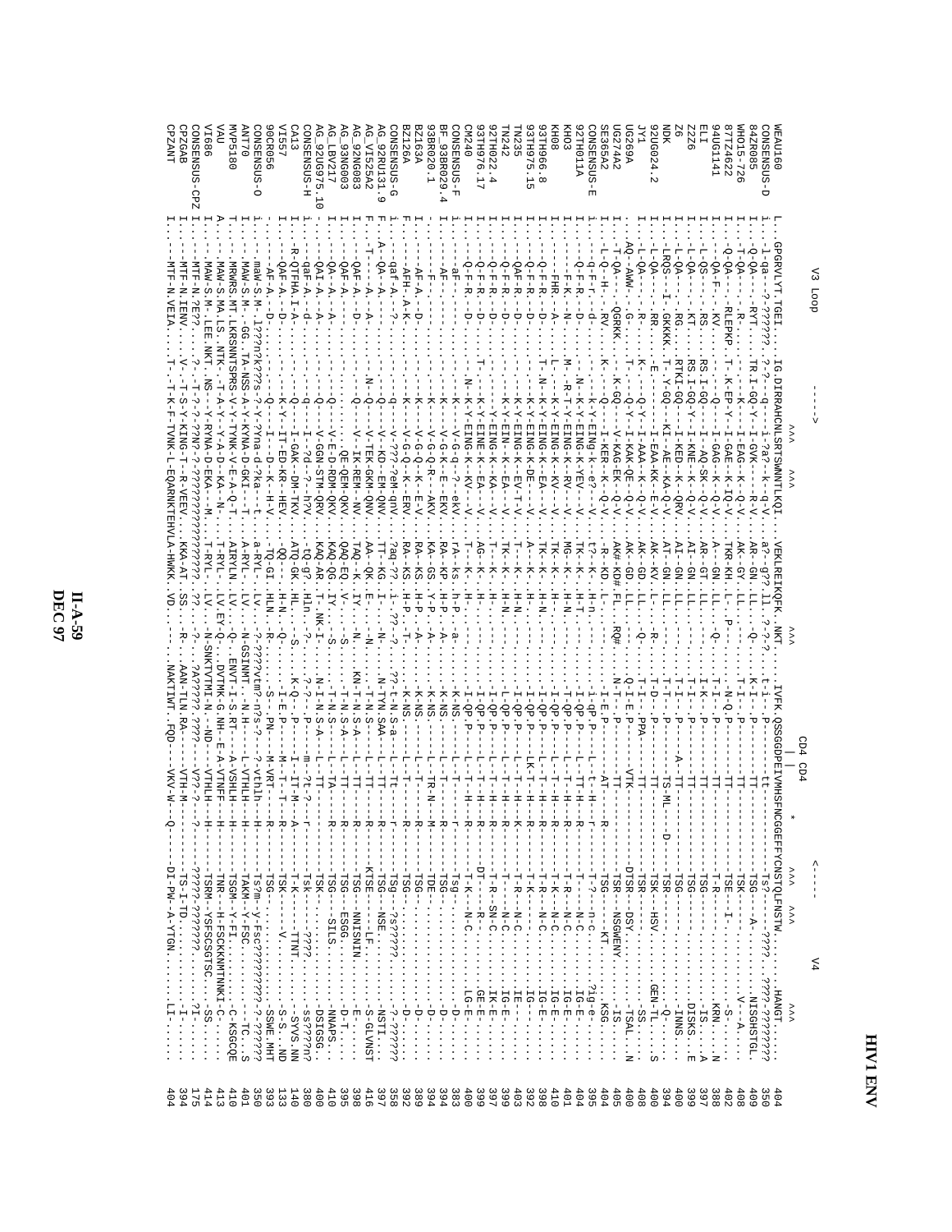# HIV1 ENV

```
                 V3 Loop          ----->        ^^^        ^^^                ^^^                  CD4 CD4       *         ^^^  ^^^       <-----          V4
                                                                                                   |   |                                                 ^^^
WEAU160        L..GPGRVLYT.TGEI....IG.DIRRAHCNLSRTSWNNTLKQI....VEKLREIKQFK..NKT.....IVFK.QSSGGDPEIVMHSFNCGGEFFYCNSTQLFNSTW.......HANGT......  404
CONSENSUS-D    i..-I-qa---?-??????..?-?--q---i-?a?--k--q-V....a?-g??.ll.?-?-?....t-i---P--------tt-------------Ts?-----????..????-????????  350
84ZR085        I..-Q-QA----RYT.....TR.I-GQ-Y--I-GVK------R-V....AR--GN.LL.....Q....K-I---P--------TT-------------TSG----A-.........NISGHSTGL.  409
WHO15-726      I..-T-QA----R-.........-K----I-EAG--K--Q-V....AK--GY.LL.............T-I---P--------TT-------------TSK---------.......V--A-...  408
87TZ4622       I..-Q-QA----RLEPKP..T.K-EP-Y--I-GAE--K-IQ-V....TKR-KH.L-..P-........N-Q-P--------TT-------------TSE---I-..........-S-.....  402
94UG1141       I..-Q-QA-F-..KV............Q----I-GAG--K--Q-V....A---GN.LL...-Q-....T-I---P--------TT-------------T-R---------.......KRN....N  388
ELI            I..-L-QS----RS......RS.I-GQ----I-AQ-SK--Q-V....AR--GT.LL.............I-K---P--------TT-------------TSG-----------.......IS....A  397
Z2Z6           I..-L-QA----KT......RS.I-GQ-Y--I-KNE--K--Q-V....AI--GN.LL.............T-I---P--------TT-------------TSG-----------.......DISKS..E  399
Z6             I..-L-QA----RG......RTKI-GQ----I-KED--K--QRV....AI--GN.LL.............T-I---P--------TT-------------TSG-----------.......INNS....  400
NDK            I..-LRQS---I.GKKKK..T-Y-GQ----KI--AE--KA-Q-V....AT--GN.LL.............T-T---P-------A-TT----------D--TSR-----------.........Q-...  394
92UG024.2      I..-L-QA----RR......-E------I-EAA-KK--E-V....AK--KV.L-.....-R-......T-D---P--------TS-ML-----------TSK---HSV......GEN-TL....S  400
JY1            I..-L-QA----R-......K-.-Q-Y--I-AAA--K--Q-V....AK--GD.LL.....Q-......T-I---PPA------TT-------------TSR-----------.........SS...  408
UG269A         ..AQ--AWW-..G.........T-.--Q-Y--I-KAK-QE--Q-V....AK--GD.LL...........Q-I-E-P--------VTK-----------DTSR--DSY...........TSAL..N  400
UG274A2        I..-T-QA----QGRKK...K-GQ----V-KAG-EK--Q-V....AK#-KD#.FL..RQ#......N-T---P--------TT-------------TSR--NSGWENY..........IS.....  405
SE365A2        I..-L-Q--H-..RV......K---Q----I-KER--K--Q-V....-R--KD.L-.............I-E-P--------AT-----R-------TSG------KT...........KSG....  404
CONSENSUS-E    i..-q-F-r..-d.........-k-Y-EING-k--e?---V....t?--K-.H-n...........i-qP-P------L-t--H---r-------T-?---n-c..........?ig-e-....  395
92TH011A       I..-Q-F-R---D.........N--K-Y-EING-K-YEV---V....TK--K-.H-T...........I-QP-P------L-TT--H---R-------T--------N-C..........IG-E-....  404
KHO3           I..----F-K.--N........M--R-T-Y-EING-K-RV---V....MG--K-.H-N...........T-QP-P------L-T---H---R-------T-R------N-C..........IG-E-....  401
KHO8           I..----FHR.--A........L------K-Y-EING-K-KV---V....TK--K-.H-...........I-QP-P------L-T---H---R-------T-K------N-C..........IG-E-....  410
93TH966.8      I..----Q-F-R.--D......T-.N--K-Y-EING-K-EA---V....TK--K-.H-N...........I-QP-P------L-T---H---R-------T-R------N-C..........IG-E-....  398
93TH975.15     I..----Q-F-R.--D...........-K-Y-EING-K-DE---V....A---K-.H-............I-QP-P------LK-T--H---R-------T-K----------..........IG-.....  392
TN235          I..----QAF-R.--D...........-K-Y-EING-K-EV-T-V....T---K-.H-N...........I-QP-P------L-T---H---K-------T-R------N-C..........IE-.....  403
TN242          I..----Q-F-R.--D...........-K-Y-EIN--K-EA---V....TK--K-.H-N...........L-QP-P------L-T---H---R-------T--------N-C..........IG-E-....  399
92TH022.4      I..----Q-F-R.--D...........-Y-EING-K-KA---V....T---K-.H-............I-QP-P------L-T---H---R-------T-R---SN-C...........IK-E-....  397
93TH976.17     I..----Q-F-R.--D.........T-.-K-Y-EINE-K-EA---V....AG--K-.H-............I-QP-P------L-T---H---R-------DT-R-------..........GE-E-....  399
CM240          I..----Q-F-R.--D.........N--K-Y-EING-K-KV---V....T---K-.H-............I-QP-P------L-T---H---R-------T-K---N-C..........LG-E-....  400
CONSENSUS-F    i..----aF---.-..........-k----v-G-q--?-eKV....rA-ks.h-p...a-.........k-NS-----L-T---------r-------Tsg-----------..........-D-.....  383
BF_93BR029.4   I..----AF-...-..........-K----V-G-K--E-EKV....RA-KP.H-P...A-.........K-NS-----L-T---------R-------TSG-----------..........-D-.....  394
93BR020.1      I..----F-...-...........-K----V-G-Q-R--AKV....KA-GS.Y-P...A-.........K-NS-----L-TR-N----M-------TDE-----------..........-D-.....  394
BZ163A         I..----AF-A.--D.........-K----V-G-Q--K-E-V....RA-KS.H-P...A-.........K-NS-----L-T---------R-------TSG-----------..........-D-.....  389
BZ126A         I..----AFH-.A-K.........-K----V-G-Q--K-ERV....RA-KS.H-P...T-.........K-NS-----L-T---------R-------TSG-----------..........-D-.....  392
CONSENSUS-G    i..----qaf-A.-?.........-q---v-??-?eM-qnV....?aq-??.i-.??-?.....??-t-N-S-a--L-Tt--------r-------TSG---?s?????...........-?-??????  358
AG_92RU131.9   F..A--QA-A.--...........-Q---V-KD-EM-QNV....TT-KG.I-....N-.........N-TVN-SAA--L-TT--------R-------TSG---NSE............NSTI.....  397
AG_VI525A2     F..-T--.--A.--A.........N-Q---V-TEK-GKM-QNV....AA--QK.E-.....N.........N-T-N-S----L-TT--------R-------KTSE---LF-..........S-GLVNST  416
AG_92NG083     F..----QAF-A.--D........-Q---V-IK-REM-NV....TAQ--K.IY.....N.........KN-T-N-S-A--L-TT--------R-------TSG---NNISNIN...........-E-.....  398
AG_93NG003     F..----QAF-A.--..............QE-QEM-QKV....QAQ-EQ.V-.....S.........-T-N-S-A--L-TT--------R-------TSG---ESGG...........D-T-.....  395
AG_LBV217      I..----QA-A.--A.........Q---V-E-D-RDM-QKV....KAQ-QG.IY...S.........-T-N-S----L-TA--------R-------TSG---SILS...........NNAPS....  410
AG_92UG975.10  I..----QAI-A.--A.........Q---V-GGN-STM-QRV....KAQ-AR.T-.NK-I-........N-I-N-S-A--L-TT--------R-------TSK-----------..........DSIGSG.  400
CONSENSUS-H    i..---qaF-A.--d..........q---I-?d--?-h?V....tQ-g?.Hln..?.........?-?---P--m-?t-?---r-------Tsk---????...........ss????n?  380
CA13           I..-R-QTFHA.I-A.............-I-GAK-DM-TKV....ATQ-GK.HL...S-.........K-Q---P----I-IT-M---A-------T-K----TTNT...........-SYVS.NN  140
VI557          I..----QAF-A.--D............K-Y-IT-ED-KR-HEV....QQ---.H-N....Q.........I-E-P----M-T--T---R-------TSK-----V..........-S-S..ND  133
90CR056        I..----AF-A.--D.........Q---I--D--K--H-V....TQ-GI.HLN..R-.........-S---PN---M-VRT-------R-------TSG-----------..........SSWE.MHT  393
CONSENSUS-O    i..---maW-S.M-.l???n?k???s-?-Y-?Yna-d-?ka---t...a-RYL.Lv..-?-????vtm?-n?s-?----?-vthlh-----H-------Ts?m---y-Fsc????????-?-?????  350
ANT70          I..---MAW-S.M-.GG.TA-NSS-A-Y-KYNA-D-GKI---T...A-RYL.LV..-N-GSINMT..N-H-----L-VTHLH-----H-------TAKM---Y-FSC..........---TC...S  401
MVP5180        T..--MRWRS.MT.LKRSNNTSPRS-V-Y-TYNK-V-E-A-Q-T...AIRYLN.LV..-Q-ENVT-I-S-RT-----A-VSHLH-----H-------TSGM---Y-FI...........-C-KSGCQE  410
VAU            A..---MAW-S.MA.LS.NTK--T-A-Y--Y-A-D-KA--N-...T-RYL.LV.EY-Q-.DVTMK-G-NH--E-A-VTNFF-----H-------TNR---H-FSCKKNMTNNKI-C-....  413
VI686          I..---MAW-S.M-.LEE.NKT..NS--Y-RYNA-D-EKA--M-...T-RYL.LV...N-SNKTVTMI-N--ND---VTHLH-----H-------TSRM---YSFSCSGTSC.........-SS....  414
CONSENSUS-CPZ  I..---MTF-N.?E??.......?-T-?-?-??N?-????????????.??....?....?A?????.????----V??-?-----?-------?????-?????????...........?I-...  175
CPZGAB         I..---MTF-N.IENV........V--T--S-Y-KING-T--R-VEEV...KKA-AT.SS....-R-..AAN-TLN.RA----VTH-M-----?-------TS-I-TD...........-I-....  394
CPZANT         I..---MTF-N.VEIA...T-.-T-K-F-TVNK-L-EQARNKTEHVLA-HWKK..VD........NAKTIWT.FQD----VKV-W-----Q-------DI-PW--A-YTGN........LI-....  404
```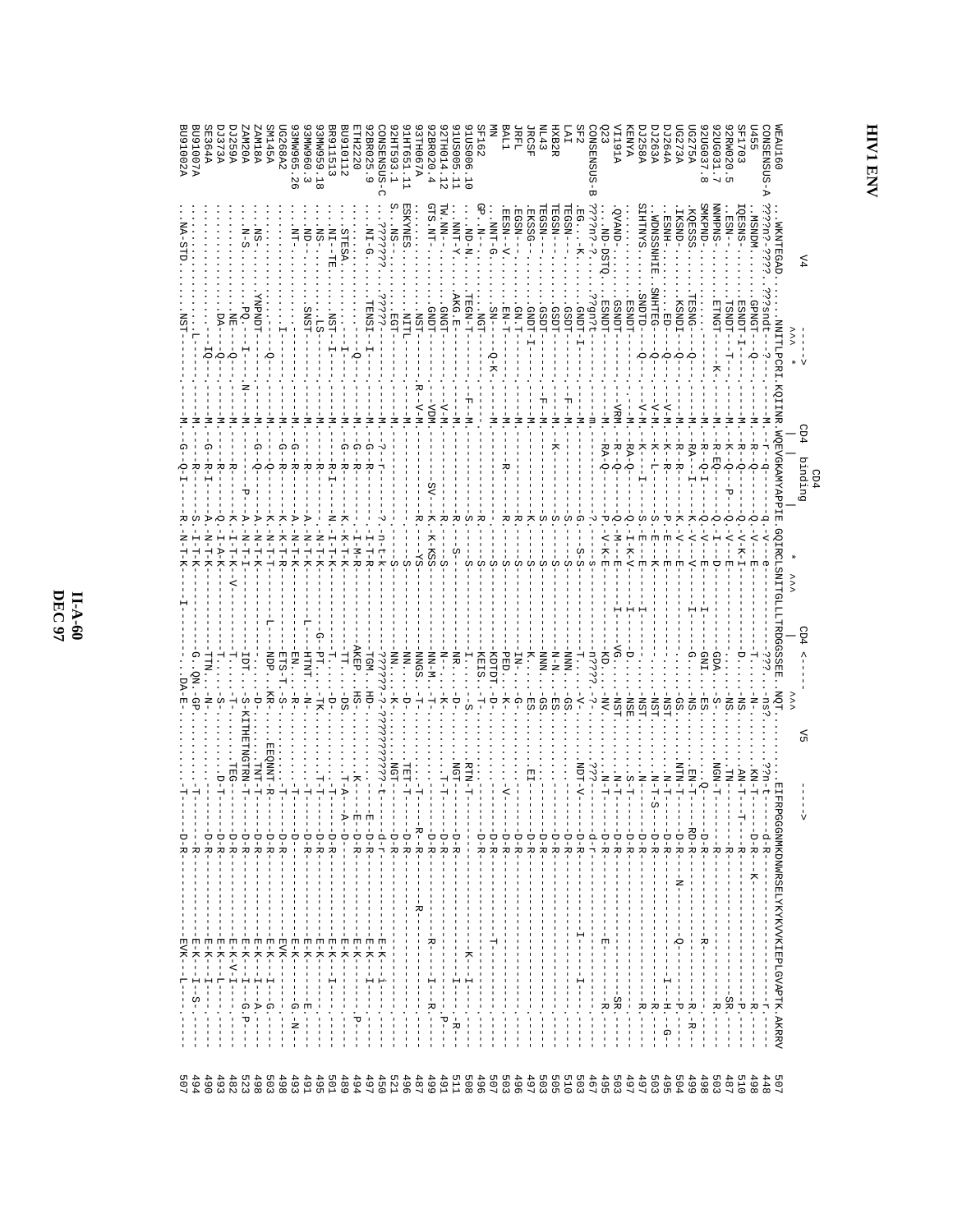# HIV1 ENV

```
                 V4                    CD4                                                    V5
                 ---->                 CD4 binding                       CD4 <-----
                 ^^^  *                |     |                *   ^^^    |         ^^^              ---->
WEAU160      ..WKNTEGAD.....NNITLPCRI.KQIINR.WQEVGKAMYAPPIE.GQIRCLSNITGLLLTRDGGSSEE.NQT.........EIFRPGGGNMKDNWRSELYKYKVVKIEPLGVAPTK.AKRRV  507
CONSENSUS-A  ????n?-????..???snd t--?-------M--r-q--------q.-V--e------------------???..-ns?.........??n-t----d-R----------------------------r----  448
U455         ..MSNDM.....GPNGT--Q--------M--R-Q--------Q.-V--E------------------T...-N-.........KN-T----D-R--K------------------------R----  498
SF1703       IQESNS-.....ESNDT-I---------M--R-Q--------Q.-V-K-I-----------------D...-NS.........AN-T--T---R---------------------------P----  510
92RW020.5    ..ESN-......TSNDT--T--------M--K-Q---P----Q.-V--E------------------...-NS.........TN--------R--------------------------SR----  487
92UG031.7    NNMPNS-.....ETNGT-----K-----M--R-EQ-------Q.-I--D------------------GDA..-S-.........NGN-T----R---------------------------R----  503
92UG037.8    SMKPND-..........-----------M--R-Q-I------Q.-V--E------------------GNI..-ES.........-Q-------D-R----------R---------------------  498
UG275A       .KQESSS.....TESNG--Q--------M--RA--I------K.-V--V-----I------------G...-NS.........EN-T----RD-R--------------------------R--R--  499
UG273A       .IKSND-.....KSNDI--Q--------M--R-R--------K.-V--E------------------...-GS.........NTN-T----D-R----N---------Q-------------P----  504
DJ264A       ..ESNH-.....ED----Q---------V-M--K-R--------P.-E--E-----------------...-NST.........-N-T----D-R-------------------I--H--G-----  495
DJ263A       .WDNSSNHIE.SNHTEG--Q--------V-M--K-L--------S.-E--K------------------...-NST.........-N-T-S--D-R-------------------------R----  503
DJ258A       SIHTNYS.....SNDTD--Q--------V-M--K---I------S.-E--E-----------------...-NST.........-N--------D-R-------------------------R----  497
KENYA        .....-......ESNDT-----------M-M--RA-Q-------Q.-I-K-V-----I---------D...-NSE.........-S-T----D-R---------------------------------  497
VI191A       .QVAND-.....GSNDT-----------VRM--R-Q--------Q.-M--E-----I-------VG...-NST.........-N-T----D-R----------------------SR----  503
Q23          ...ND-DSTQ..ESNDT-----------M--RA-Q-------P.-V-K-E-----------------KD...-NV.........-N-T----D-R--------E------------R----  495
CONSENSUS-B  ?????n?-?...??gn?t----------m-------------?.----s------------------n????..-?.........???-------d-r--------------------------------  467
SF2          .EG...-K....GNDT-I----------M-------------G.--S-S-----------------T...-V-.........NDT-V----D-R--------------I------I-------------  503
LAI          TEGSN--.....GSDT------------F-M-------------S.----S-----------------NNN...-GS.........-------D-R-----------------------------------  510
HXB2R        TEGSN--.....GSDT------------M--K-------------S.----S-----------------N-N...-ES.........-------D-R-----------------------------------  505
NL43         TEGSN--.....GSDT------------F-M-------------S.----S-----------------NNN...-GS.........-------D-R-----------------------------------  503
JRCSF        .EKSSG-.....GNDT-I----------M--------------K.----S-----------------K...-ES.........-------D-R-----------------------------------  497
JRFL         .EGSN-......GN-T------------M--------------R.----S-----------------IN...-K-.........-------D-R-----------------------------------  496
BAL1         .EESN--V....EN-T------------M-------R------R.----S-----------------PED...-K-.........-------D-R-----------------------------------  503
MN           ..NNT-G.....SN----Q-K-------M--------------S.----S-----------------KDTDT..-D-.........-V-----D-R-----------T-----------------------  507
SF162        GP..N-......NGT-------------M--------------R.----S-----------------KEIS...-T-.........-------D-R-----------------------------------  496
91US006.10   ...ND-N.....TEGN-T----------F-M-------------S.----S-----------------I...-S..........RTN-T----D-R----------------K-I--------------  508
91US005.11   ...NNT-Y....AKG.E-----------M--------------R.----S-----------------NR...-D-.........NGT-------D-R------------------I-----R-------  511
92TH014.12   TW.NN--.....GNGT------------V-M--------------R.----S-----------------N-...-K-.........T-T-----D-R----------------------P---------  491
92BR020.4    GTS.NT-.....GNDT------------VDM-------SV-----K.-K-KSS----------------NN-M..-T-.........-------D-R------------R-----I---R-----------  499
93TH067A     ..........-.NST----------R-V-M--------------R.----YS-----------------NNGS..-T-.........T------R--R---R-------------------------------  487
91HT651.11   ESKYNES.....NITL------------M--------------------S-----------------NN...-D-.........TET-T----D-R-----------------------------------  496
92HT593.1    S...NS-.....EGT-------------M--------------------S-----------------NN...-K-.........NGT------D-R-----------------------------------  521
CONSENSUS-C  ...????????.?????-----------M--?-r--------?.-n-t-k-----------------??????-?-??????????-t--d-r--------------E-K--i-----------------  450
92BR025.9    ....NI-G....TENSI-I---------M--G-R----------.--I-T-R-----------------TGM...HD-.........--E---D-R--------------E-K--I-----------------  497
ETH2220      ............-------Q--------M--G-R--------------I-M-R-----------------AKEP...HS-.........-K---E-D-R--------------E-K--------P--------  494
BU910112     ....STESA.....--------I-----M--G-R--------K.-K-T-K-----------------TT...-DS.........-T-A--A-D---------------E-K--------------------  489
BR91151 3    ....NI--TE..NST-I-----------M--R-I--------N.-I-T-K-----------------T...-D-.........-T-----D-R--------------E-K--I-----------------  501
93MW959.18   ....NS-.......LS------------M--R--------K.-N-T-K-----------------G-PT..-TK.........-T-----D-R--------------E-K--------------------  495
93MW960.3    ....ND-.......SNST----------M--R--------A.-N-T-K-----L-----------HTNT..-N-.........-T-----D-R--------------E-K--------E-----------  491
93MW965.26   ....NT-............----------M--G-R--------A.-N-T-K-----------------EN...-R-.........-T-----D----------------E-K------G-N----------  493
UG268A2      ............--------I-------M--G-R--------K.-K-T-R-----------------ETS-T-S-.........-T-----D-R--------------EVK--------------------  498
SM145A       ..................--------Q-M--Q--------K.-N-T-T-----L-----------NDP..KR-.........EEQNNT-R----D-R--------------E-K--I--G-----------  503
ZAM18A       ....NS-.....YNPNDT----------M--G-Q--------A.-N-T-K-----------------...-D-.........TNT-T----D-R--------------E-K--I--A-------------  498
ZAM20A       ....N-S.......PQ--I-----N---M----P--------A.-N-T-I-----------------IDT..-S-KITHETNGTRN-T-----D-R--------------E-K--I--G-P----------  523
DJ259A       ..............NE--Q---------M--R--------K.-I-T-K-V--------------T...-T-.........TEG------D-R--------------E-K-V-I-----------------  482
DJ373A       ..............DA--Q---------M--R--------Q.-I-A-K-----------------T...-S-.........D-T-----D-R--------------E-K--L-----------------  493
SE364A       ..............IQ------------M--G-R-I--------A.-N-T-K-----------------TTN...-N-.........-------D-R--------------E-K--I-----------------  490
BU91007A     ..................L---------M--R--------S.-I-T-K-----------------G.QN..GP-.........T-------R--------------E-K--I--S-----------  494
BU91002A     ...NA-STD.....NST-----------M--G-Q-I--------R.-N-T-K-----I-----------...DA-E.........-T-------D-R--------------EVK--L-----------------  507
```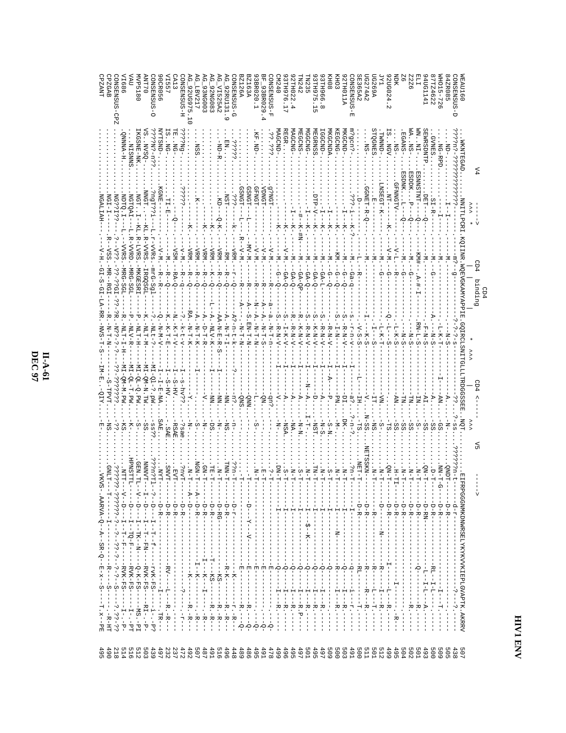# HIV1 ENV

```
                V4                         CD4                          CD4 <----     V5         ---->
              ---->                    CD4 binding
                 ^^^  *               |            |            * ^^^              ^^^
WEAU160       ..WKNTEGAD.......NNITLPCRI.KQIINR.WQEVGKAMYAPPIE.GQIRCLSNITGLLLTRDGGSSEE.NQT.......EIFRPGGGNMKDNWRSELYKYKVVKIEPLGVAPTK.AKRRV 507
CONSENSUS-D   ?????n?-?????????????....I-I-----.--m?-g---------?-?-s--------------------??...?-ss..??????n-t-----d-r---------------?--?- 438
84ZR085       ....ND-.............I-I-----.----M---------------N-S----------------A-...-N-.....QNDT------D-R------------------------- 505
WHO15-726     ....NG-RPD.............--.----M----------------L-K-T---------I---AN..GS.....NN-T-G---D-R----------I---T----- 509
87TZ4622      ....GVNES.....SI-R-----.----M--G----------A---N-S-------------A-...SS......-D-T------D-R---------RL--I-L------ 500
94UG1141      SEWRSDNTP.......DET--Q---.----M----------------F-N-S------------AI...SS......QN-T-----D-RN--------L--I-L---A---- 493
ELI           WN..NI-......ESNNSTNT---Q---.----KM#---A-#-I-------RN-L-S------------IN...-S-......-N-T-----D-R----------Q--------R---- 501
Z2Z6          WA..NS-.......ESDDK...P---Q---.----M---G--------------N-S------------TN...SS......-N-T-----D-R-------------------R---- 502
Z6            ...EGANS-.....ESDNK...L---Q---.----M---G--------------N-S------------TN...SS......-N-T-----D-R-------------------R---- 504
NDK           ....NS-.........GFNNGTV-------.----V-L-----R----------L-K-S-----------AN...SS......H-TI-----D-R-------------I------R-- 495
92UG024.2     IS..NGV.......NT--.---K---.----V-M---G--------Q-L---S--------------TS......QN-T-----D-R--------I-----L---R--- 499
JY1           .TWNND-.........LNSEGT-K------.----M---G---------------L-K-T---------VN...-S-......-N-T-----D-----N------R-----I---R---- 512
UG269A        STQGNES.........-E--------.----M------------------I---S-----------IT...NS......-N-T----------R--------R----L--T---- 501
UG274A2       ....NS-..........GGNET-R-Q-----.----M-----------------I---K-S----------V...N-SS..NETSSKN-----D-R----------R-----R--R---- 511
SE365A2       .............D-----.-----L---R-----------V-S-S---------L----IH..TS......NET-T-----D-R---------RL------T---- 500
CONSENSUS-E   m?gcn?.........???-i--K-?----.----M---Ga-q-------s-.r-n-v------I-----a?.?-n-?.....?n-T------I----------q-----i---r---- 491
92TH011A      MKGCND-.........-I--K-----.----M---G-Q------S-.R-N-V------I-----DI..DK-......-N-T-------I------------Q-----I---R---- 503
KH03          KEGCNG-..........-----K----.----M---G-Q------S-.I-N-------------PN...-M-......-N-T-------I-------------R-----I---R---- 500
KH08          MKGCNDA.........-I--K-----.----KM---G-Q---------R-N-V------I-A----P-...-S-N-......-S-T-------I------N-------Q-------------- 509
93TH966.8     IGGCND-..........-I--K-----.----M---GA-L------S-.R-N-V------I------A-...-N-S-......-N-T-------I---------------Q-----I---R---- 497
93TH975.15    MEGRNSS.........DTP-V--K-----.----M---GA-Q------S-.K-N-V------I------D-...NST.......TN-T-------I---------------Q-----I---R---- 495
TN235         MGGCNG-..........-I--K-----.----M---GA-Q------S-.R-N-V------I---N--A-...I-T-......-N-T-------I----$--K-------Q-----I---R---- 501
TN242         MEGCNS-...........#--K-#N---.----M---GA-QP------R-.K-N-V------I------A-...-N-N......-S-T-------I---------------Q-----I---R-P---- 497
92TH022.4     MAGCNG-..........-I--K-----.----M---GA-Q------R-.R-N-V------I------A-...NA.......-N-T-------I---------------Q-----I---R---- 495
93TH976.17    REGR...........-----K-----.----V-M---GA-Q------S-.I-K-V------I------A-...NSA.......-S-T-------I---------------Q-----I---R---- 496
CM240         MAGCND-..........-----K-----.----M---G--Q------S-.R-N-V------I------V-...-N-.......DN-T-------I---------------Q-----I---R---- 499
CONSENSUS-F   ??.???..........g?NGT-----.----V-M---------R--a-a.-N-T-n---------gn?..........-?-T-----------------------E----------Q- 478
BF_93BR029.4  ...VDNGT----------.----V-M---------R--A-A.-N-T-S---------QN.........-E-T-----------------------E----------Q- 491
93BR020.1     ...KF.ND-........GFNGT----------.----V-M---------R--N-A.-N-T-N---------L-...-S-......-N-T-----------------------E----------Q- 495
BZ163A        ..............GSNGT---L---.----MV-M---------R--A-S.EN-T-N---------QNN..........-T-------D---Y--V-----E-------R---Q- 486
BZ126A        ..............GSNGT---L---.--R--V-M---------R--A----.-N-T-N---------QNS..........-T-----------------------E-------R---Q- 489
CONSENSUS-G   ...?????.........???----k---.----VRM---r--Q----A?-n-t-k---------?-...-n-.......??n-T-----D-r----------------k--------r--R-- 448
AG_92RU131.9  ...EN-..........NST-------.----RM---R--Q------A-.N-T-I---------NN...NS......TNN-T-----D-R---------------R-K--------R--R-- 496
AG_VI525A2    ...ND-R.........KD---Q-K---.----VRM---R--Q------AA-N-E-R-S--------NN...N-......N-T-----D-RG-------------KS--------R--R-- 516
AG_92NG083    ..........................----K---.----VRM---K--Q----L--A-.NLV-K---------NN...DS......TE-T-----D-R---------------T---KS--------R--R-- 491
AG_93NG003    ..........................----K---.----VRM---R--Q------A-.D-T-R---------V-...-N-.......GN-T-----D-R-------------I---K--I--------R-- 487
AG_LBV217     ....NSS......................----K---.----VRM---R--Q------A-.N-T-K---------I-------------Y-...-S-......NGN-T-----A--D-R-------------I---K-----I--------R-- 507
AG_92UG975.10 .......................-------.----VRM---R--Q------RA-.N-T-K---------I------------Y-...-N-......-N-T-----A--D----------------K--------R--R-- 492
CONSENSUS-H   ???????............??????----K---.----V-M---R--q------?-.k-t-v---------I--s-hv??..?sae....?nvT-----D-R--------------?-------r-- 472
CA13          TE..NG-...........-------Q-----.----VSM---RA-Q------K-.N-T-V---------I--S-HV...RSAE.....EVT-----D-R------------------------- 237
VI557         IS..NG-..............TI-E-----.----M---R--Q------K-.K-T-E---------I--S-HV...-SAE.....SNVT-----D-R----------RV---L--R--R-- 232
90CR056       NYTSND-...........KGNE-----.----V-M---R--R------Q.-N-M-V---------I--I-E-NA...SAE.....--NYT-----D-R---------------I------TR-- 497
CONSENSUS-O   ?????N?-n??......?ngT??i--L-r-VVRs-mrG-Sgl-----?.-NLt-?------MI-Ql-?.pW....ss??....??n?Tl-?--D---I--T--f----rvK-FS----i--P? 439
ANT70         VS..NVSQ-........NNGT----K.L.R-VVRS-IRGQSGL----K.-NLT-N------MI-QN-N.TW....SS......NNNVT--I--D---I--T--FN----RVK-FS----RI--P- 503
MVP5180       IKGSNE-NK.........NGT--I--KL-R-LVRS-MKGESRI-----P.-NLT-H------MI-QL-Q.PW....-S-......GEN.TL--V--D---I--TK--N----Q-K-FS----MS--PI 512
VAU           ...NISNNS.........NGTQAI---L-R-VVRD-MRG-SGL-----P.-NLV-R------MI-QL-T.PW....-K-......HPNSTTL---D---I--TQ-F----RVK-FS----I----PT 516
VI686         ..QNNNA-H.........NDTQ-I---L---VVRS-MRG-SGL-----R.-NLT-I-H----MI-QM-M.PW....KS.......NTT--V--D---I--T--F----RVK-FS----I--P- 514
CONSENSUS-CPZ ...................NG?I??-----?---V??--??-??GI-??-?R.-N??-?-?----??-S-TPVT....??.......??????-??????-?--?--??-?---?--S----?-??-?? 218
CPZGAB        ...................NGI-I-----R---VSS-MR--RGI-----R.-N-T-N-----S-TPVT....NS.......GNLT---T-----I---------R-----S-----R-HT 490
CPZANT        ...................NGALIAH----V-H.-GI-S-GI-LA-RR.-NVS-T-S--IM-E..QIY....-E-......VKVS-AARVA-Q--A--SR-Q--E-x--S---T-x-PE 495
```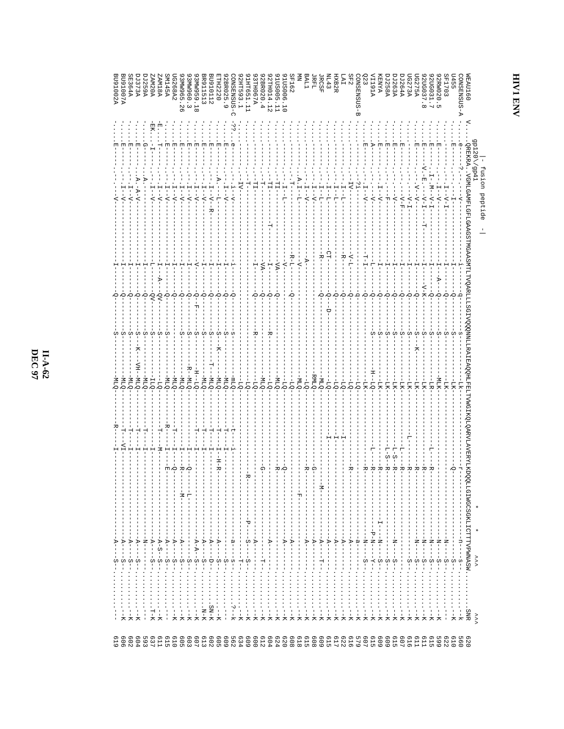# HIV1 ENV

```
                  |- fusion peptide  -|
              gp120\/gp41                                                                                         *   *           ^^^          ^^^
WEAU160       V...QREKRA.VGMLGAMFLGFLGAAGSTMGAASNTLTVQARLLLSGIVQQQNNLLRAIEAQQHLFELTVWGIKQLQARVLAVERYLKDQQLLGIWGCSGKLICTTTVPWNASW.......SNR  620
CONSENSUS-A   ....e---?.-----v-------------------i-----q-----s---------------Lk-------------------r-----------------------n---s-........--K  560
U455          ....E------.------I------------------I-----Q-----S---------------LK-------------------Q------------------------------S-.........--K  610
SF1703        ..........-----I-V-I-----------------I-----Q-----S---------------LK------------------------------------------------N--S-........---  622
92RW020.5     ....E------.---I-V-------------------I---A-Q-----S---------------MLK------------------------------------------------N--S-........--K  599
92UG031.7     ....E------.I.-M--V-I----------------I-----Q-----S---------------LR-------------L------R-----------------------N--S-........--K  615
92UG037.8     ....E------V.E.--V-I----T------------I---V-K-----S---------------LK--------------------R-----------------------N--S-........--K  611
UG275A        ....E------.---V-V-------------------I-----Q-----S--K------------LK--------------------R-----------------------N--S-........--K  611
UG273A        ....E------.------V-I----------------I-----Q-----S---------------LK-------------L------R---------------------------S-........--K  616
DJ264A        ....E------.------V-F----------------I-----Q-----S---------------LK-------------L------R-----------------------------........--K  607
DJ263A        ....E------.------V------------------I-----Q-----S---------------LK-------------L-S----R-----------------------N--S-........--K  615
DJ258A        ....E------.------F------------------I-----Q-----S---------------LK-------------L-S----R-----------------------------........--K  609
KENYA         ....E------.---I-V-------------------I-----Q-----S---------------LK--------------------R----------------------N--S-Y........--K  609
VI191A        ....A------.------V------------------L-----Q-----S-----H---------LQ-------------L------R---------------I------P-N--S-........--K  615
Q23           ....E------.---I-V------------------T-I----Q-----S---------------LK--------------------R-----------------------N--S-........--K  607
CONSENSUS-B   ..........?i-------------------------------q-----------------------LQ------------------------------------------------a--.........--K  579
SF2           ..........IV------------------------V-L----Q---------------------LQ--------------------R-----------------------A---........---K  616
LAI           ..........I-L------------------------R-----Q---------------------LQ--------I-------------------------------------A---........---K  622
HXB2R         ..........I-L------------------------------Q---------------------LQ--------I-------------------------------------A---........---K  617
NL43          ..........I-L-----------------------CT-----Q-D-------------------LQ--------I-------------------------------------A---........---K  615
JRCSF         ..........I-L------------------------R-----Q---------------------MLQ------------------------M---------------------A--T-........--K  609
JRFL          ..........I-V------------------------------------------------------RMLQ-----------------G-------------------------A---........---K  608
BAL1          ..........I-V------------------------A--------------------------------LQ--------------------R-----------------------A---........---K  615
MN            ......A.I-L-------------------------V---------------------------------MLQ-----------------R--------F-------------------........---K  618
SF162         ..........T-----------------------R-L-----Q---------------------LQ--------------------------------------------------........---K  608
91US006.10    ..........I-L-------------------------V-----------------------------LQ--------------------Q-----------------------A---........---K  620
91US005.11    ..........TI----------------------VA-----Q---------------------MLQ--------------------R-----------------------------........---K  624
92TH014.12    ..........TI-----------T----------I-----Q-----R---------------LQ---------------------------------------------A---........---K  604
92BR020.4     ..........T-------------------------VA-----Q---------------------MLQ--------------------G--------------------------T-........--K  612
93TH067A      ..........TI------------------------I-----Q-----R---------------LQ-------------------------------------------A---........---K  600
91HT651.11    ..........T-----------------------------------------------------LQ--------------------R-----------P--S--S-........---K  609
92HT593.1     ..........IV----------------------------------------------------LQ-------------------------------------------T-........---K  634
CONSENSUS-C   ..??...e------.---i-v-------------------i-----q-----s---------------mLQ-------t---i------------------------a--s-........?--K  562
92BR025.9     ....E------.---I-V-------------------I-----Q-----S---------------MLQ-------T---I-------------------------A--S-........---K  609
ETH2220       ....E------.A.---L-------------------I-----Q-----S--K------------MLQ-------T---I-H-R-----------------------A--S-........---K  605
BU910112      ....E------.---I-V-R-----------------I-----Q-----S-------T-------MLQ-------T---I----------------------------A--D-........SN-K  602
BR91151 3     ....E------.---I-V-------------------I-----Q-----S---------------MLQ-------T---I----------------------------A--S-........-N-K  613
93MW959.18    ....E------.---I-V-------------------V-----Q-F---S-------H-------LQ--------T---I-------------------------A-A--S-........---K  607
93MW960.3     ....E------.---I-V-------------------I-----Q-----S-------R-------MLQ---------------I------Q------L-----------------S-........---K  603
93MW965.26    ....E------.---I-V-------------------I-----Q-----S---------------MLQ---------------I------R-------M-----------A--S-........---K  605
UG268A2       ....E------.---I-V-------------------I-----Q---------------------MLQ-------T---I------Q-------------------A--S-........---K  610
SM145A        ....E------.---I-V-------------------I-----Q-----S---------------MLQ-------R---I------E-------------------A--S-........----  615
ZAM18A        ..E...T----.---I-V-------------------I---A-QV----S---------------LQ--------T---M-------------------------A-S--S-........---K  611
ZAM20A        .EK...I----.---I-V-------------------L-----QV----S---------------ILQ-------------------------------------A--S-........T-K  637
DJ259A        ....G------.A.-----------------------I-----Q------S-------------MLQ-------T---I------------------------N-------........---K  593
DJ373A        ....E------.A.-A-V-------------------I-----Q-----S--K---VH-------MLQ-------T---I-------------------------A--S-........---K  604
SE364A        ....E------.---I-V-------------------I-----Q-----S---------------MLQ-------T---I-------------------------A--S-........---K  602
BU91007A      ....E------.---I-V-------------------I-----Q-----S---------------MLQ-------T---VI------------------------A--S-........---K  606
BU91002A      ....E------.------V------------------I-----Q-----S---------------MLQ-------R---I-------------------------A--S-........----  619
```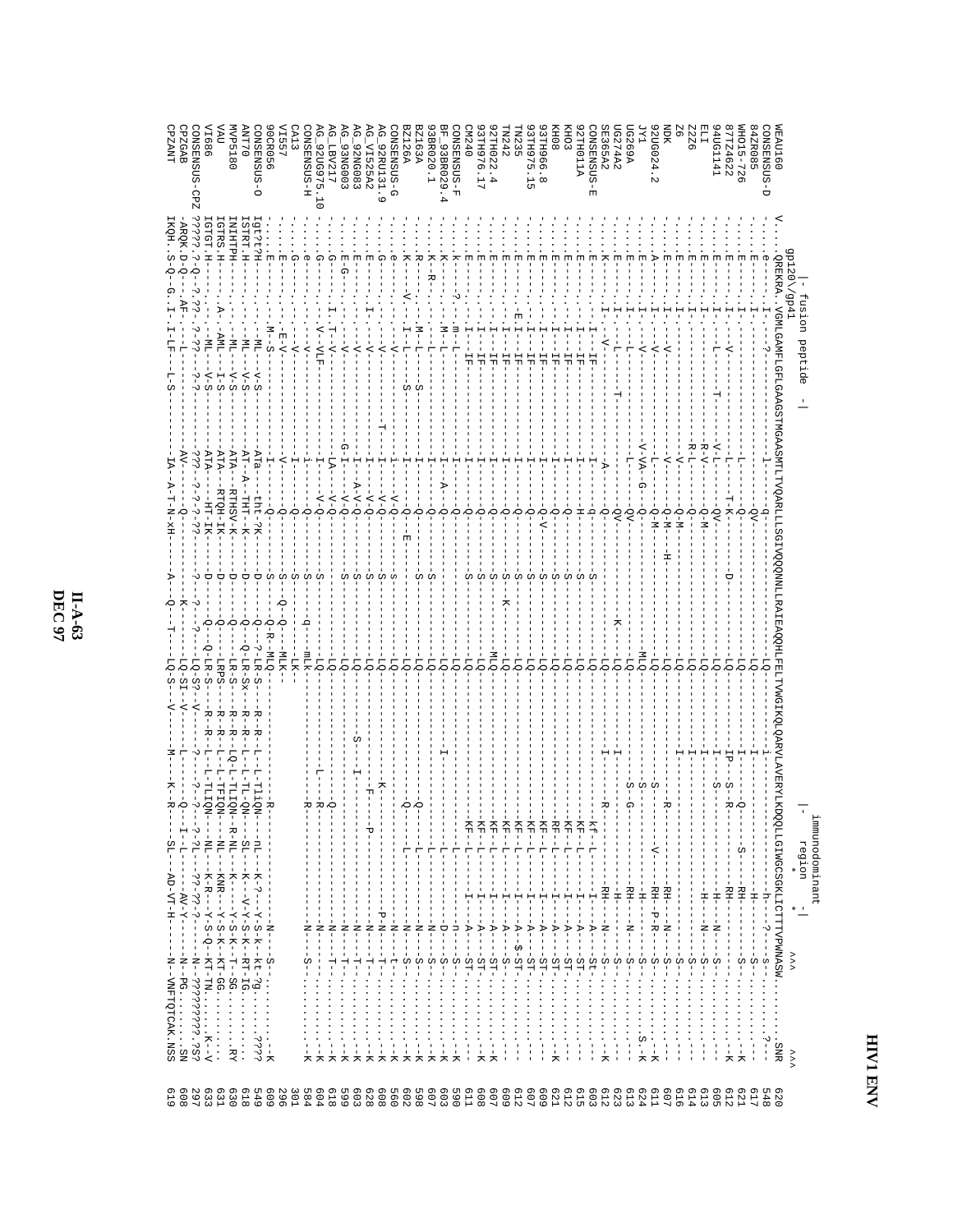```
                    |- fusion peptide -|                                                                  |- immunodominant region  -|
                    gp120\/gp41                                                                                    *            *   ^^^                ^^^
WEAU160        V...QREKRA.VGMLGAMFLGFLGAAGSTMGAASMTLTVQARLLLSGIVQQQNNLLRAIEAQQHLFELTVWGIKQLQARVLAVERYLKDQQLLGIWGCSGKLICTTTVPWNASW......SNR  620
CONSENSUS-D    ....e-----?------------------------1------q---------------------------LQ----------i---------------h---------?-s.........?--  548
84ZR085        ....E-----I-------------------------------QV---------------------------LQ----------I---------------H----------S-..........  617
WHO15-726      ....E-----I-------------------------L-----Q----------------------------LQ----------I-----Q------S--RH---------S-.........K  621
87TZ4622       ....E-----I----V--------------------L-----T-K--------D-----------------LQ----------IP--S--R----------RH---------..........K  612
94UG1141       ....E-----I----L-------T------------V-L---QV---------------------------LQ----------I----S-------------H----N----S-.........  605
ELI            ....E-----I-------------------------R-V---Q-M--------------------------LQ----------I------------------H----N----S-.........  613
Z2Z6           ....E-----I-------------------------R-L---Q----------------------------LQ----------I----------------------------S-.........  614
Z6             ....E-----I-------------------------V-----Q-M--------------------------LQ----------I--------------------RH------S-.........  616
NDK            ....E-----I----V--------------------V-----Q-M----H---------------------LQ---------------R--------------RH---N----S-.........  607
92UG024.2      ....A-----I----V--------------------L-----Q-M--------------------------LQ-------------S----------V------RH--P-R---S-........K  611
JY1            ....E-----I----V--------------------V-VA--G--Q-------------------------MLQ-------------S---------------H-----S-.......S.-K  624
UG269A         ....E-----I----L--------------------L-----QV---------------------------LQ-------------S--G-----------RH----N----S-.........  613
UG274A2        ....E-----I----L-------T-----------------QV-----------------K----------LQ----------I--------------------H-----S-..........  623
SE365A2        ....K-----I---V---------------------A-----Q----------------------------LQ----------I---------R--------RH--N----S-.........K  612
CONSENSUS-E    ....E-----I----IF-------------------I-----q----------S-----------------LQ----------------kf-L-------I--A----St-..........  603
92TH011A       ....E-----I----IF-------------------I-----H----------S-----------------LQ----------------KF-L-------I--A----ST-..........  615
KH03           ....E-----I----IF-------------------I-----Q----------S-----------------LQ----------------KF-L-------I--A----ST-..........  612
KH08           ....E-----I----IF-------------------I-----Q----------S-----------------LQ----------------RF-L-------I--A----ST-.........K  621
93TH966.8      ....E-----I----IF-------------------I-----Q-V--------S-----------------LQ----------------KF-L-------I--A----ST-..........  609
93TH975.15     ....E-----I----IF-------------------I-----Q----------S-----------------LQ----------------KF-L-------I--A----ST-..........  607
TN235          ....E----E-I---IF-------------------I-----Q----------S-----------------LQ----------------KF-L-------I--A-$-ST-.........  612
TN242          ....E-----I----IF-------------------I-----Q----------S--K--------------LQ----------------KF-L-------I--A----ST-..........  609
92TH022.4      ....E-----I----IF-------------------I-----Q----------S-----------------MLQ---------------KF-L-------I--A----ST-.........K  607
93TH976.17     ....E-----I----IF-------------------I-----Q----------S-----------------LQ----------------KF-L-------I--A----ST-.........K  608
CM240          ....E-----I----IF-------------------I-----Q----------S-----------------LQ----------------KF-L-------I--A----ST-..........  611
CONSENSUS-F    ....k-----?----m-L------------------I-----Q----------------------------LQ---------------------L-----------n----S-.........K  590
BF_93BR029.4   ....K---------M-L-------------------I--A--Q----------------------------LQ---------I-----------L-----------D----S-.........K  603
93BR020.1      ....K-R-------L---------------------I-----Q----------------------------LQ---------------------L-----------N----S-.........K  607
BZ126A         ....R---------M-L-------S-----------I-----Q----------S-----------------LQ---------------Q-----L-----------N----S-.........K  598
BZ163A         ....K-----V----I-L-------S----------I-----Q--E-------------------------LQ---------------Q-----L-----------N----S-.........K  602
CONSENSUS-G    ....e---------V---------------------i-----V-Q----------s---------------LQ-----------------------------------N----t-.........K  560
AG_92RU131.9   ....G---------V---------------------I-----V-Q----------S---------------LQ-----------K-----------------------P-N----T-.........K  608
AG_VI525A2     ....E-----I---V-------------T-------I-----V-Q----------S---------------LQ-----------F-------P---------------N----T-.........K  628
AG_92NG083     ....E-G-------V---------------------I-----A-V-Q--------S---------------LQ--------S----I-----------------------N----T-.........K  603
AG_93NG003     ....E---------V---------------------I-----V-Q----------S---------------LQ-----------------------------------N----T-.........K  599
AG_LBV217      ....G-----I.T-V---------------------G-I---V-Q----------S---------------LQ-----------Q-----------------------N----T-.........K  618
AG_92UG975.10  ....G---------V-VLF-----------------LA----V-Q----------S---------------LQ---------L----R----------------------N----T-.........K  604
CONSENSUS-H    ....e---------V---------------------I-----V-Q----------S---------------LQ----------------------------------N----S-.........K  584
CA13           ....G---------V---------------------i-----Q-----------S-----q----------mLK---------R---------------------------N-.........K  301
VI557          ....E--------E-V---------------------I-----Q-----------S---------------LK-....
90CR056        ....E---------M-S--------------------V-----Q-----------S--Q-Q----------MLK-....................................................  296
CONSENSUS-O    Igt?H--------ML--V-S-----------------I-----Q----------S--Q-R-MLQ-------R--------R-L-TlIQN---nL---K-?---Y-S-k-kt-?g.......K  609
ANT70          ISTRT.H------ML--V-S----------------ATa--tht-?K--------D--Q-?-LR-S---R--R-L-TL-QN--SL--K---V-Y-S-K-RT-IG.........???? 549
MVP5180        INIHTPH------ML--V-S----------------AT-A-THT-K---------D--Q-Q-LR-Sx---R--R-L-TLIQN-R-NL--K---Y-S-K-T-SG..........  618
VAU            IGTRS.H-----A--AML--I-S--------------ATA--RTHSV-K------D--Q-LR-S----R--R-LQ-L-TFIQN--NL--KNR---Y-S-K-KT-GG..........RY 630
VI686          IGTGT.H------ML--V-S----------------ATA--RTQH-IK-------D--Q---LRPS---R--R-L-L-TLIQN--NL--K-R---Y-S-Q--KT-TN.......K--V 631
CONSENSUS-CPZ  ?????.?-Q--?.??--?-??--?-?----------ATA---HT-IK-------D--Q-Q-LR-S---R--R-L-L-TLIQN--NL-??-??-?------N-???????????.?S? 633
CPZGAB         -ARQK.D-Q---AF----L------------------???-?-?-?-??------?--?-?-LQ-SI-V----?-----?-?---?-?-?L-----AV-Y------N-PG.........SN 297
CPZANT         IKQH.S-Q-G.I-I-LF--L-S--------------AV---------------K---Q-------LQ-S---V------L-----Q-----I--L-SL--AD-VT-H-------N-VNFTQTCAK.NSS 608
                                                   IA--A-T-N-xH--------A---Q---T-------LQ-S---V-------M-----K--R--SL--AD-VT-H-------N-VNFTQTCAK.NSS  619
```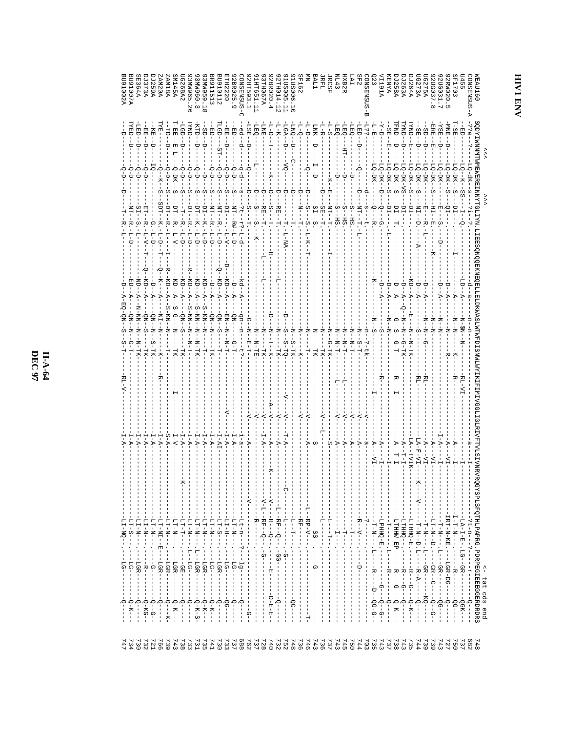```
                                                                                                               <- tat cds end
WEAU160      SQDYIWNNMTWMEWEREINNYTGLIYNLIEESQNQQEKNEQELLELDKWASLWNWFDISNWLWYIKIFIMIVGGLIGLRIVFTVLSIVNRVRQGYSPLSFQTHLPAPRG.PDRPEGIEEEGGERDRDRS   748
CONSENSUS-A  -??e-?---LQ-dK--s--?i-?----------d--a---n-n-----------------------a---I------------?t-n--?---r-------Q---   682
U455         --ED-----LQ-K--SS--I-Q.----------LD-A---N-$N--N-------RL-VI---------I-------------LA-I-E--LG--GR-------QGK-   737
SF1703       T-SE-----LQ-DK--S--DI------I---------A----N--N------K------R-----A---I--------------I-T-N----R-------QG--   750
92RW020.5    -MNE--D--LQ-DK--S--QI-------------D-A----N-----------R-----------A---VI-------------IRT-N-KE.-LGR-DG----Q---   727
92UG031.7    -YSE--D--LQ-DK---E--S.--D---------D-A----N--N------------------I-A---I--------------T-N---L--GR-------QG---   743
92UG037.8    -ERE--E--LQ-DK--S--HI-E.------K-----------N--N-----------------A---VI------------LT-N--D---GR-G----Q--G   739
UG275A       -SD--D---LQ-DK----E---R-L---------D-A----N-N--G--------RL------A---VI--------------T-N---L--GR-----KQ----   739
UG273A       -SE--D---LQ-DK--S--NI--D----A-----D-A----S--------RL-----------A---VI-----K----V----T-N--D.L---R-A----Q---   744
DJ264A       TYND--E--LQ-DK--S--DI------------KD-A---E--N-N--TK------------LA-F-VI-------------LTHHQ-E-----R--G----Q-K---   735
DJ263A       TYND--D--LQ-DK-VS--DI-------------D-A--Q--N-N--G-TK------------LA--TVIK------------LTHHQ------R--G------Q---   743
DJ258A       TFND--D--LQ-DK--S--DI-.T.---------D-A----G-S--G-T-----R---I----A--T-I-------------LTHHW-EP-----R--G----Q-K--   738
KENYA        -SE--E---LQ-DK--S--DI------L------D-A----N-N-------------------A--T-I--------------T----L------R-------Q---   737
VI191A       -Y-D-----LQ-DK--D--Q---G----------D-A----N----------R-----------A---I--------------LPHHQ-E.----G------Q--G   743
Q23          -L-E-----LQ-DK----Q---R----K-----------N--S------------I--------A---VI--------------T-N---L---R---D--QG-G   735
CONSENSUS-B  L??---------d--s--t.------------------n-?-tk-----------------v---a-------------------?--------r---------   703
SF2          -LED--D----Q----D--NT-T-L----------------N-S-T-----------------V---A---------------R--V--------D---------   744
LAI          -LEQ-------------D--S-HS.------------------N-N-T----------------V---A-----------------------T-------------   750
HXB2R        -LEQ--HT---------D--S-HS.------------------N-N-T----L-----------V---A-----------------------T-------------   745
NL43         -LEQ-------------D--S-HS.------------------N-N-T-----L----------V---A-----------------------I-------------   743
JRCSF        -L-S-----------K-E--NT-T-------I-----------N-G-TK-----------------A---------------L-----T-----------------   737
JRFL         -L-R---------------D--SE-T-----------------N-----TK--------------V--L------------------------------------   736
BAL1         -LNK--D---I--D-----SI-S------------------N------TK------------V------S-------------SS-------G--------------   743
MN           -L-D-----------Q---D--S--S.L-K-T-----------N-------T-------------V---A--------------L--RP-V----------------T-   746
SF162        -L-Q---------------D--N--T.----------------N-------K-------------V---A-----------------RF-----------------   736
91US006.10   LNQ--D---C---------D-----T.----------------N--S-TK---------------V-------------------L--T-----------QG-----   748
91US005.11   LGA--D----VQ-------D-----T-L-NA----------D--S-TQ----------V------T-A-------C--------L-----G-----------   752
92TH014.12   -L-K---------------D--RE-T---------L-------N-----TK------------V------A-----------L---RF-Q---GG-------Q---   732
92BR020.4    -L-D-T---------K---D--S--T-------R---------D--N-T--K-----------A--V---A------K-----V---R--Q-----E-------D-E-E   740
93TH067A     -LNE---------------D--RE-T--------L---------N---TK------------V---I-A-----------V-L--RF-Q----G-----------   728
91HT651.11   -LEQ------L--------D--S--S.--K-------------N-N-TE--------------V-------------------R-----------------   737
92HT593.1    -LSE--D---------Q--D--S--T.------------G-N--E-T---------------V-------A-------V-------------------------G   762
CONSENSUS-C  -ed--d-------q-d---s--?t-r?-L-d-----kd-A----qn--n---t?-------------i-a---------------Lt-n---?---lg--------Q---   688
92BR025.9    --ED-----Q-D-------S--NT-R#-L-D-----------D-A----QN-----G-T------------I-A----------------LT-N----------LG-------Q---   737
ETH2220      --EE--D--Q-D-------S--DI----L-V---D-KD-A----EN--N--N-T-----------V-----I-A---------------LI-H----------LG-------QG---   733
BU910112     TLGD---ST---Q-D---S--NT-R-L-D----Q-KD-A----QN--S---T-----------------I-AI---------------LT-S----------LGR-------Q---   730
BR911513     -ED------Q-D-------S--NT-R-L-D------D-A----QN--N----TK--------------I-A----------------LT-N----------LG-------Q-K--   741
93MW959.18   -SD--D---Q-D-------S--DT-K-L-D-----KD-A--S-KN--N----T-------------------I-A----------------LT-N----------LGR-------Q-K--   735
93MW960.3    -KTD--D--Q-D-------S--DI-K-L-D-----KD-A--S-NN--N--N-TK--------------I-A----------------LT-N----------L-LGR-------Q-K-S-   731
93MW965.26   TYND-----Q-D-------S--DT-R-L-D---R-KD-A--S-NN--N--N-T---------------I-A----------------LT-N----------L--LG-------Q---   733
UG268A2      -LGD--D--Q-D---S---T--R-L-D-------KD-A---QN--S------TK--------------I-A----------K-----LT-T----------GE-------Q---   738
SM145A       T-EE--E-L-Q-DK--S--DT-R-L-V-------KD-A--S-G--N-----TK----I-------------I-V----------------LT-N----------LGR-------Q-K--   743
ZAM18A       -TD--D---Q-D-------S--DT-R-L----I----R-KD-A--S-KN-N--------T--------------S-A----------------LT-N----------LGR-------Q----K   739
ZAM20A       TYE------Q--K--S--SDT-K-L-D-T-----Q-K--A----NI-N-----K-------R-------------I-A----------------LT-NI--E--LGR-------Q---   766
DJ259A       -KE--D--IQ---------G--L-D----------D-A----QN-N--S-TK--------------I-A----------------LT-N----------G-------Q--G   721
DJ373A       -EE--D---Q-D-------ET-R-L-V-T-----Q-KD-A----QN--S----TK--------------I-A----------------LI-N----------R-------Q-KG   732
SE364A       -LED--D--Q-D-------SI-S-L-----------ND-A--N-NN--N--TK---------------I-A----------------LI-N----------LGR-------Q---   730
BU91007A     TYED--D--Q-D-------NT-R-L-D-----------ED-A----QN--G-T---------------I-A----------------LT-S----------LG-------Q-K--   734
BU91002A     --D------Q-D--D----T-R-L---------D-A-EQ-QN--S--S-T-------RL-V-------I-A----------------LI-NQ-.-------LG-------Q---   747
```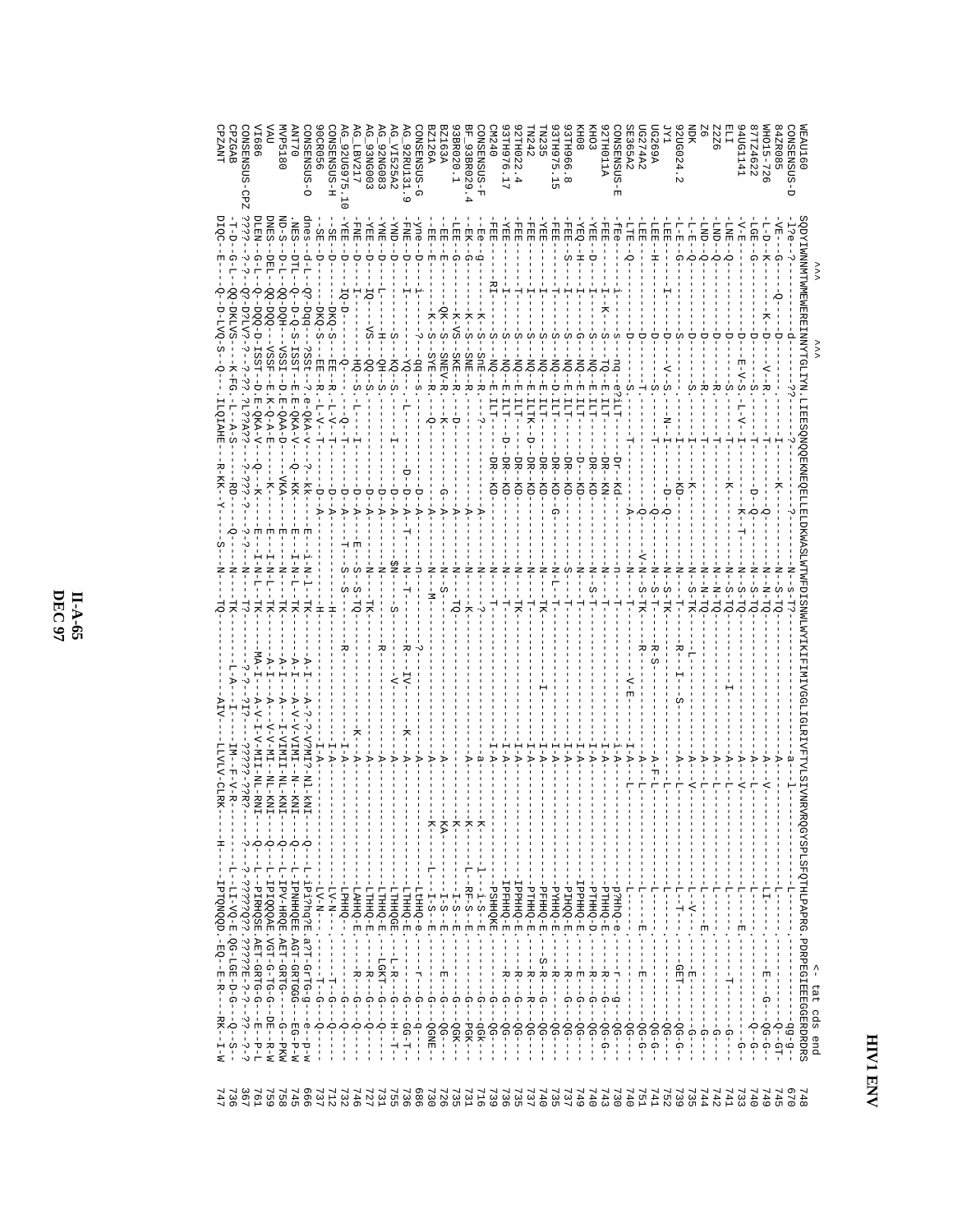# HIV1 ENV

```
                <- tat cds end
                   ^^^      ^^^
WEAU160       SQDYINNNNTWMEWEREINNYTGLIYNLIEESQNQQEKNEQELLELDKWASLWTWFDISNWLWYIKIFIMIVGGLIGLRIVFTVLSIVNRVRQGYSPLSFQTHLPAPRG.PDRPEGIEEEGGERDRDRS  748
CONSENSUS-D   -I?e-?----------d-----------??---------?-----------------N-s-T?----------------------a---I---------------------L--------------------gg-g-  670
84ZR085       -VE--G-----Q----D-----------I----------K------------------N-S-TQ----------------------A-----------------------L----------------------Q--GT-  745
WHO15-726     -L-D-K----------K-D-----V--R----------T--------Q----------N-N-TQ----------------------A---V-------------------LI----------E----G----QG-G-  749
87TZ4622      -LGE-G----------D-----------S---------T--------D--Q-------N-S-TQ----------------------A---L---------------------------------------Q--G-  740
94UG1141      -V-E-------------D---E-V-S--L-V--I-----------------K--T---N-S-TQ----------------------A---V-------------------L------E--------------G-  733
ELI           -LNE-Q-----------D-----------S---------T-----K-----------N-S-TQ-----------I-----------A---L-------------------L-------------T-------G-  741
Z2Z6          -LND-Q-----------D-----------R---------T------------------N-N-TQ----------------------A---L-------------------L--------------------G-  742
Z6            -LND-Q-----------D-----------R---------T------------------N-N-TQ----------------------A---L-------------------L-----E-------------G-  744
NDK           -L-E-Q-----------D----------S----------I-------K---------N-S-TK---L------------------A---V-------------------L-V---E-------------G-  735
92UG024.2     -L-E-G-----------S-----------------I---I-------KD--------N---T----R---I--S-----------A---L-------------------L-------------------QG-G-  739
JY1           -LEE-------I-----D-----V--S-------N----I--------D--Q------N-S-TK------------------------L-------------------L-T----GET-----------QG-  752
UG269A        -LEE-H-----------D-----------S---------T--------Q---------N-S-T----R-S----------------A-F-L-----------------L-------------------QG-G-  741
UG274A2       -LEE--------------D-----------T--------------------V-N----S-TK---R-------------------A---L-------------------L--------E----------QG-G-  751
SE365A2       -LTE-Q-----------D-----------S--------T----------A-------N-----T--------V-E----------A---L-------------------L-----------------QG--  740
CONSENSUS-E   -fEe------i------s--nq--e?iLT--------Dr-Kd---------------n----T-----------------------i-A------------------p?HQ-e------r--g--QG--  730
92TH011A      -FEE------I--K---S--TQ--E-ILT--------DR-KN---------------N----T-----------------------I-A------------------PTHQ-E-----R--G--QG-G-  743
KH03          -YEE-D----I------S--NQ--E-ILT--------DR-KD---------------N----T-----------------------I-A------------------PTHQ-D-----R--G--QG--  740
KH08          -YEQ-H----I------G--NQ--E-ILT--------D--KD---------------N-S-T------------------------I-A------------------IPPHQ-E----E--G--QG--  749
93TH966.8     -FEE-S----I------S--NQ--E-ILT--------DR-KD---------------N----T-----------------------I-A------------------PIHQD-E----R--G--QG--  737
93TH975.15    -FEE------I------S--NQ--D-ILT--------DR-KD--G------------N-L--T-----------------------I-A------------------PYHQ-E----R-----QG--  735
TN235         -YEE------I------S--NQ--E-ILT--------DR-KD---------------N----TK--------------I-------I-A------------------PFHQ-E----S-R--G--QG--  740
TN242         -FEE------I------S--NQ--E-ILTK--D---DR-KD---------------N----T-----------------------I-A------------------PTHQ-E-----R--R--QG--  737
92TH022.4     -FEE------T------S--NQ--E-ILT--------DR-KD---------------N----T-----------------------I-A------------------IPPHQ-E----R--G--QG--  735
93TH976.17    -YEE------I------S--NQ--E-ILT---D--DR-KD---------------N----TK----------------------I-A------------------IPPHQ-E----R--G--QG--  736
CM240         -FEE----RI-------S--NQ--E-ILT--------DR-KD---------------N----T-----------------------I-A------------------PSHQKE----G-----QG--  739
CONSENSUS-F   -Ee-g------------K--S--SnE--R-----?---------A------------N----?-----------------------a-----K-------------l--i-S--E-----G--qGk-  716
BF_93BR029.4  -EK-G------------K--S--SNE--R----------------A------------N----T-----------------------A-----K-------------L--RF-S--E----G--PGK-  731
93BR020.1     -LEE-G-----------K-VS--SKE--R--------D-----------A---------N----TQ-----------------------------K-------------I-S--E-----G--QGK-  735
BZ163A        -EE--E----------QK--S--SNEV-R-------K-------G----A---------N-S-----------------------------------KA------------I-S--E----E--G--QG--  726
BZ126A        -EE--E------------K--S--SYE-R-------Q--------------A---------N-M--------------------------A-------K----------L--I-S--E---------G--QGNE-  730
CONSENSUS-G   yne-D-----i--------?--qq--s------------------D-A----------n------------?----------------A---------------------LHHQ-e-----r--g--q--  686
AG_92RU131.9  -FNE-D----I-------YQ-----L-----------D--D-A-T----------N-T--------R--IV-----K-------A---------------------LTHQ-E----------G--GG-T-  736
AG_VI525A2    -YND-D-----------S--KQ--S---------I-------D--A----------$N-----S---------V-------------A-------------------LTHHQGE-----L-R---G--H--T-  755
AG_92NG083    -YNE-D----L------H--QH--S---------------D--A-------------N-------------R---------------A-------------------LTHQ-E-----LGKT--G--Q---  731
AG_93NG003    -YEE-D----IQ-----VS--QQ--S---------------D--A-------------N-----TK------------------------A-------------------LTHQ-E-----R--G--Q---  727
AG_LBV217     -FNE-D----I-------HQ--S-L-----I--------D--A-------------N-S-TQ------------K-----------A-------------------LAHQ-E-----R--G--Q---  746
AG_92UG975.10 -YEE-D----IQ-D----Q--------Q--T--------D--A----------T--S-S-------R----------I-A----------------------------LPHQ-----------G--Q---  732
CONSENSUS-H   -SE--D----------DKQ-S--EE--R--L-V--T------D--A-----------------H---------------------I-A-------------------LV-N-------------T--Q---  712
90CR056       -SE--D----------DKQ-S--EE--R--L-V--T------D--A-----------------H---------------------I-A-------------------LV-N-------------T--G--Q--  737
CONSENSUS-O   dnes-d-L--Q?-Dqq--?SSt-?-e-QkA-v---?-kk-----E--i-N-l--TK------A-I---A-?-?-V?MI?-Nl-kNI----Q---L-iPi?hq?E.a?T-GrTG-g---e--p-w  666
ANT70         .NES--DTL--Q-D-Q-S-ISST-E-E-QKA-V---Q-KK-----E--I-N-L--TK------A-I---A-V-V-VIMI--N--KNI----Q---L-IPNHHQEE.AGT-GRTGGG----EG-P-W  745
MVP5180       ND-S--D-L--QQ-DQH--VSSI-D-E-QAA-D------VKA-----E------N----TK------A-I---A---I-VIMII-NL-KNI----Q---L-IPV-HRQE.AET-GRTG-------G--PKW  758
VAU           DNES--DEL--QQ-DQQ--VSSF--E-K-Q-A-E------K------E--I-N-L--TK------A-I---A---V-V-MI--NL-KNI----Q---L-IPIQQQAE.VGT-G-TG-G---DE--R-W  759
VI686         DLEN-G-L--Q--DQQ-D-ISST-D-E-QKA-V---Q---K-----E--I-N-L--TK------MA-I---A-V-I-V-MII-NL-RNI----Q---L-PIRHQSE.AET-GRTG-G---E--P-L  761
CONSENSUS-CPZ ????--?-?--Q?-D?LV?-?--?-??.?L??A??---?-???-----?-?-?-----T?------?-?-?I?----??????-??R?-----?-??????Q??.?????E-?-?-??--?-?  367
CPZGAB        -T-D--G-L--QQ-DKLVS----K-FG.-L---A-S------RD-------Q-------N----TK------------L-A----I------IM-F-V-R----------L---LI-VQ-E.QG-LGE-D-G--Q--S-  736
CPZANT        DIQC--E-----Q--D-LVQ-S--Q----ILQIAHE---R-KK--Y----S---N----TQ---------------AIV-------LLVLV-CLRK-----H----IPTQNQQD.-EQ--E-R---RK--I-W  747
```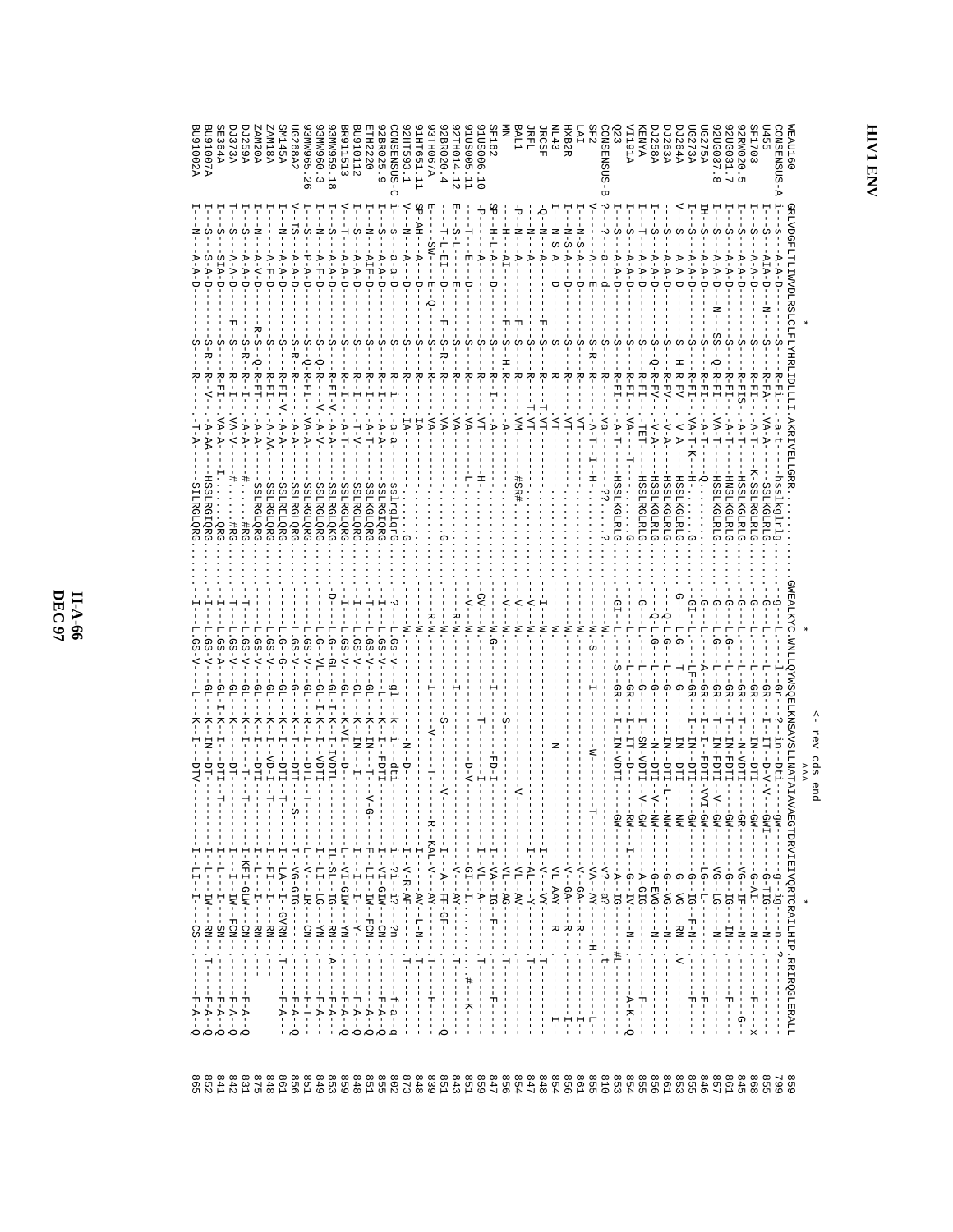```
                                              *                                                                  <- rev cds end
                                                                                                                      ^^^              *
WEAU160      GRLVDGFLTLIWVDLRSLCLFYHRLIDLLI.AKRIVELLGRR...........GWEALKYC.WNLLQYWSQELKNSAVSLLNATAIAVAEGTDRVIEVVQRTCRAILHIP.RRIRQGLERALL   859
CONSENSUS-A  i--s---A-A-D-------S----R-Fi---a-t---hsslkglrlg.........g---L-----i--Gr--?-in--Dti---gw-------g--ig----n--?---------   799
U455         I--S--AIA-D---N---S----R-FA---VA-A----SSLKGLRLG.........G---L-----L--GR---I-IT--D-V-V--GWI---------G-TIG----N------------   855
SF1703       I--S---A-A-D-------S----R-FI---A-T----K-SSLRGLRLG........G---L-----L--GR-------IN--DTI---GW--------G-AI-----N--------F---x   868
92RW020.5    I--S---A-A-D-------S----R-FIS---A-T----HSSLKGLRLG........G---L-----L--GR---T---N-VDTI----GR-------VG--IF----N---------G-   845
92UG031.7    I--S---A-A-D-------S----R-FI---A-T----HNSLKGLRLG........G---L--G--L--GR---T-IN-FDTI----GW-------G--IG----IN---------F---   861
92UG037.8    I--S---A-A-D---N---SS-Q-R-FI---VA-T---HSSLKGLRLG........G---L--G--L--GR---T-IN-FDTI--V--GW-------VG--LG----N------------   857
UG275A       IH--S---A-A-D-------S----R-FI---A-T-----Q..............G---L-----A--GR---I-I--FDTI-VVI-GW-------LG--L-------------F---   846
UG273A       I--S---A-A-D-------S----R-FI---VA-T-K--H-........G.....GI--L-----LF-GR---I-IN--DTI------GW-------G--IG--F-N-------F----   855
DJ264A       V--S---A-A-D-------S--H-R-FV---V-A----HSSLKGLRLG.......G-----L-G--T--G-------IN--DTI------NW-------G--VG---RN----V-----   853
DJ263A       ---S---A-A-D-------S----R-FV---V-A----HSSLKGLRLG.........Q-L-G--L--G-------IN--DTI-L---NW-------G--VG-----N-----------   861
DJ258A       I--S---A-A-D-------S-Q-R-FV---V-A----HSSLKGLRLG.........Q-L-G--L--G-------N---DTI--V--NW-------G-EVG-----N-----------   856
KENYA        I--T---A-A-D-------S----R-FI---TET-----HSSLRGLRLG........G---L-----L--G---I-SN-VDTI--V--GW-------A-GIG-----N-------F---   855
VI191A       I--S---A-A-D-------S----R-FI---VA--T-----------G........G---L-----L--GR---I-IT--D-------RW---I----G--IV----N--------A-K--Q   854
Q23          I--S---A-A-D-------S----R-FI---A-T----HSSLKGLRLG.......GI--L-----S--GR---I-IN-VDTI-----GW--------A--IG----..-#L------   853
CONSENSUS-B  ?--?---a---d-------S----R-----va-........??..?...........W-----------------------------------v?--a?------t--------   810
SF2          V---------A---E-------S-R-R-----A-T--I--H-.............W-S-----I--------W------T--------VA--AY-----H-----------L-   855
LAI          I--N-S-A---D-------S----R------VT-.....................W----------------------------------V--GA----R---------I-   861
HXB2R        I--N-S-A---D-------S----R------VT-...W..........................................V--GA----R-----------I-   856
NL43         I--N-S-A---D-------S----R------VT-.....W----------N-------------VL-AAY--R----------I-   854
JRCSF        -Q--N--A-----------F--S----R----T-VT-......I---W...................I--V---VY------T-----------   848
JRFL         ---N--A-----------S----R----T-VT-..........V---W.............I-AL---Y------T------------   847
BAL1         -P--N--A-----------F--S----R------VM-......V---W..........V.......VL--AV--------------------   854
MN           ---H--AI----------F--S-H-R-----A-.....#SR#.......V---W.....S..........VL--AG-----T---------   856
SF162        SP--H-L-A---D-------S----R---I---A-............W-G.....I....FD-I.........I--VA--IG---F-----F----   847
91US006.10   -P-----A-----------S----R------VT-.....H.......GV--W.........-I....I--VL--A-.......T---------   859
91US005.11   ---T---E---D-------S----R------VA-...L........V---W.....T.........D-V.......GI--I......#--K---   851
92TH014.12   E--S-L-----E-------S----R------VA-...........R-W.....I.................V--AY--------T---------   843
92BR020.4    ---T-L-EI--D-----F--S-R-R------VA-...G.....W.....S.......V......I--A--FF-GF----------------Q   851
93TH067A     E--SW-----E--Q----S----R------VA-........R-W.....I--V---T------R--KAL-V--AY-------T-----F-----   839
91HT651.11   SP-AH--A---D-------S----R------IA-............W.............AV--L-N---T----------   848
92HT593.1    V--N---A---D-------S----R------IA-......G.....W.......N-D.......I--V-R-AF------T-----------   873
CONSENSUS-C  i--s--a-a-D-------S----R-i---a-a---sslrglqrG.......?---L-Gs-v--gl--k-i--dti.......i--?i--i?---?n------f-a--q   802
92BR025.9    I--S---A-A-D-------S----R-I----A-A----SSLRGIQRG......I--L-GS-V--L---K-I--FDTI.......I--VI-GIW--CN---------F-A--Q   855
ETH2220      I--N--AIF-D-------S----R-I----A-T----SSLKGLQRG.....T--L-GS-V--GL--K-IN--T---V-G----F-LI--IW--FCN---------A--Q   851
BU910112     I--S---A-A-D-------S----R-I----T-V----SSLRGLQRG.....I--L-GS-V--GL--K-IN--D------I--I--I--Y-------F-A--Q   848
BR911513     V--T---A-A-D-------S----R-I----A-T----SSLRGLQRG.....I--L-GS-V--GL--K-VI--D---------L--VI-GIW--YN---------F-A--Q   859
93MW959.18   I--S---A-A-D-------S----R-FI-V--A-A----SSLRGLQKG.....D--L-G--GL--GL-I-K-I-IVDTL.......IL-SL--IG--RN-----A--F-A---   853
93MW960.3    I--N---A-F-D-------S-Q-R------V--A-V----SSLRGLQRG.....L-GS-VL--GL-I-K-I--VDTL.......I--LI--LG---YN------F-A---   849
93MW965.26   I--S---P-A-D-------S-Q-R-FI---VA-A----SSLRGLQRG.....L-GS-V--GL--R-I--DTI--T.......L--V--IR---CN------F-T---   851
UG268A2      V--IS--A-A-D-------S-R------A-A----SSLRGLQRG.....L-GS-V--G---K-I--DTI-----S.......I--VG-GIG-----------F-A--Q   856
SM145A       I--N---A-A-D-------S----R-FI-V--A-A----SSLRELQRG.....L-G--G---GL--K-I--DTI--T.......I--LA--I-GVRN--T-----F-A---   861
ZAM18A       I--------A-F-D-------S----R-FI---A-AA---SSLRGLQRG.....L-GS-V--GL--K-I--VD-I-T.......I--FI--I----RN---------   848
ZAM20A       I--N---A-V-D-------R-S-Q-R-FT---A-A----SSLRGLQRG.....L-GS-V--GL--K-I--DTI.......I--L---I----RN-----------   875
DJ259A       I--S---A-A-D-------S-R-R-I----A-A----#....#RG......T--L-GS-V--GL--K-I--T---T.......I-KFI-GLW---CN-------F-A--Q   831
DJ373A       T--S---A-A-D-------F--S----R-I----VA-V----#....#RG......T--L-GS-V--GL--K-----DT.......I--I--IW--FCN-------F-A--Q   842
SE364A       T--S---SIA-D-------S----R-FI---VA-A---I.....QRG......I--L-GS-A--GL--I-K-I--DTI--T.......I--L---I---SN-------F-A--Q   841
BU91007A     I--S---S-A-D-------S-R-R-V---A-AA---HSSLRGIQRG......I--L-GS-V--GL--K-IN--DT-.......I--L---IW---RN---T-----F-A--Q   852
BU91002A     I--N---A-A-D-------S----R------T-A----SILRGLQRG......I--L-GS-V----L----K-I--DTV.......I--LI--I---CS---------F-A--Q   865
```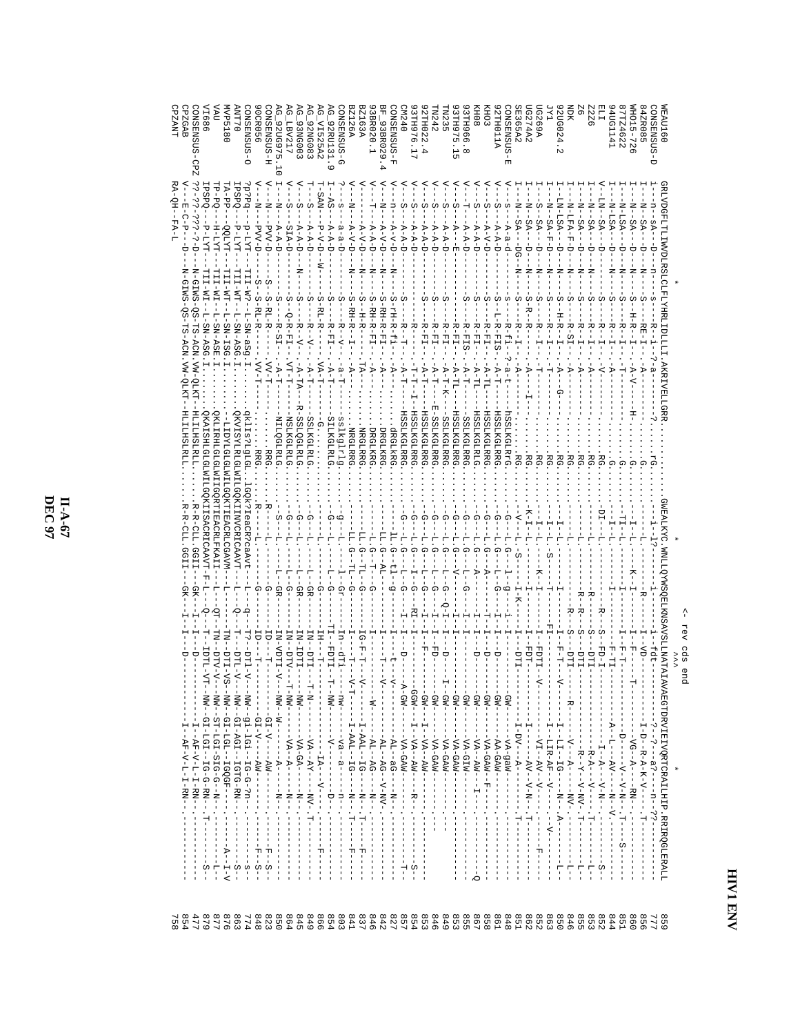# HIV1 ENV

```
                                                                                  <- rev cds end
             *                                     *                                ^^^                        *
WEAU160     GRLVDGFLTIWDLRSLCLFLYHRLIDLLLI.AKRIVELLGRR.........GWEALKYC.WNLLQYWSQELKNSAVSLLNATAIAVAEGTDRVIEIVQRTCRAIHIP.RRIRQGLERALL  859
CONSENSUS-D i--n--sA---D----n----s----R-i-?-a-------?.....rG.....---i-1?-------------1----i-fdt---------?-?--a?---n-??---------  777
84ZR085     I--N--SA---D----N----S----RE-I----A--------.....G.....---I-------------R-----I--VD---------I-D--R-A-K-V-----T---------  856
WHO15.726   I--N--SA---D----N----S--H-R-I----A-V-------H-....G.....---I-L------K--I-------I--F-------T-------VG--A----RN---------  860
87TZ4622    I--N-LSA---D----N----S----R-I----T---------.......G.....---TI-L-------------I----I-F-T---------D-----V-V-N---T---S----  851
94UG1141    I--N-LSA---D----N----S----R-I----A---------.......G.....---I-L-------------I----F-TI---------A--L--AV---N--V--------  844
ELI         V--LN--SA---D--------S----R-I----V---------.....RG.....---DI-L----------R--S--FD-I-------I--A---V-N--------------S-  852
Z2Z6        I--N--SA---D----N----S----R-I----A--------.......RG.....-------L---------R-----S--DTI-------R-A---V------T-------L-  853
Z6          I--N--SA---D----N----S----R-I----A--------.......RG.....-------L--------R-R--S--DTI-------R--Y--V-NV--T-------L-  855
NDK         I--N-LFA-F-D----N----S----R-SI---A--------.......RG.....-------L------------R--S--DTI-------R---V---A----NV-------L-  846
92UG024.2   I--LN-LSA---D----N----S--H-R-I----A---G----.......RG.....---I-L-----------I--R-------F-T---------V-----I--IG-----N---A-------L-  850
JY1         I--N--SA-F-D----N----S----R-I----T-----------.......RG.....---I-L-S---T-------FI-----------I--LIR-AF--V--------V-------  863
UG269A      I--S--SA---D----N----S----R-I----A----------.......RG.....---I-L-----K--I-------I--FDTI--V---------VI---AV--V------F-----  852
UG274A2     I--N--SA---D----N----S-R-R------A----I----.......RG.....---K-I-L---------I-------I--FDT-----------I-------AV--V-N--T--------  862
SE365A2     I--N--SA---DG---N----S----R-I----A--------.......RG.....---V--L--S--I-K--------I--DTI----------I-DV----A-----------T-----  851
CONSENSUS-E V---s---A-d-------------s----R-fi--?-a-t---hSSLKGLRrG.....---L-G--l-g---i-----i---------Gw-------VA-gaW-------------  848
92TH011A    V---S---A-A-D--------------S---L-R-FIS--A-T--HSSLKGLRRG.....---G--L-G---L-G---I-------I---D---------Gw-------AA-GAW------------  861
KHO3        V---S---A-V-D--------------S----R-FI---A-TL--HSSLKGLRRG.....---G--L-G---A-----T-------I--D---------GW-------VA-GAW--F---------  858
KHO8        V---S---A-A-D--------------S----R-FI---A-TL--HSSLKGLRRG.....---G--L-G---A-----I-------I--D---------GW-------VA--AW---I---------Q  867
93TH966.8   V---T---A-A-D--------------S----R-FIS--A-T---SSLKGLRRG.....---G--L-G---L-G---I-------I--D---------GW-------VA-GIW------------  855
93TH975.15  V---S---A---E--------------S----R-FI---A-TL--HSSLKGLRRG.....---G--L-G--V-------I-------I-------------GW-------VA-GAW------------  853
TN235       V---S---A-A-D--------------S----R-FI---A-T-K---SSLKGLRRG.....---G--L-G---G-Q-I---I--D---------I-GW-------VA-GAW------------  849
TN242       V---S---A-A-D--------------S----R-FI---A-T---E-SSLKGLRRG.....---G--L-G---L-G-------I-------I--FD---------GW-------VA-GAW------------  846
92TH022.4   V---S---A-A-D--------------S----R-FI---A-T---HSSLKGLRRG.....---G--L-G---I-G---I-------I--F---------GW-------VA--AW------------  853
93TH976.17  V---S---A-A-D--------------R----T-T--I--HSSLKGLRRG.....---G--L-G---I-G---RI-------I--F---------GGW-------VA--AW----R----------S-  854
CM240       V---S---A-A-D-------------S----R-T----A-T-----HSSLKGLRRG.....---G--L-G---L-G---I-------I--D---------A-GW-------VA-GAW------------T-  857
CONSENSUS-F V---n---A-V-D----N----S-rH-R-fi---A-----..dRGLkRG.....---ll-G--tl-g---i-------i---t--v---------------AL--aG-----N-------------  827
BF_93BR029.4 V---N---A-V-D----N----S-RH-R-FI---A--------..DRGLKRG.....---LL-G--AL------I-------I---T---V---------AL--AG--V-NV-------------  842
93BR020.1   V---T---A-A-D----N----S-RH-R-FI---A--------..DRGLKRG.....----L-G--T--G---I--------------W--------AL--AG---N-------------  846
BZ163A      V---S---A-V-D----N----S--H-R------TA--------..NRGLRRG.....---LL-G--TL-G---IG-F-T---V-------I-AAL--IG---N---T------F--  837
BZ126A      V---N---A-V-D----N----S-RH-R--I---A--------..NRGLRRG.....---LL-G--TL-G---I-------T---V-T------I-AAL--IG---N---T------F--  841
CONSENSUS-G ?---s---a-a-D--------------S----R-v----a-T---sslkglrlg.....---g---L---l-Gr---In--dTi----nw-------va--a-----n-------------  803
AG_92RU131.9 I--AS---A-A-D--------------S----R-FI---A-T---SILKGLRLG.....---G---L---L-G---TI--FDTI--T-NW-------V-------D-------------  854
AG_VI525A2  T--SAN--P-V-D--W----S-RL-R------VA-T--------G.......---------L--------G-------IH----T------------IA----V------F-------  866
AG_92NG083  T--S---A-A-D--------------S----R-V----A-T---SSLKGLRLG.....---G---L---L-GR---IN--DTI--T-N-------VA--AY---NV--T---------  849
AG_93NG003  V---S---A-A-D----N----S----R-V-----A-TA--R-SSLQGLRLG.....---G---L---L-GR---IN-IDTI----NW-------VA-GA----N-------------  845
AG_LBV217   V---S---SIA-D--------------S---Q-R-FI---VT-T---NSLKGLRLG.....---G---L---L-G---IN--DTV--T-NW-------VA--A---N-------------  864
AG_92UG975.10 I--N---A-A-D--------S----R-SI----A-T---NILQGLRLG.....---S---L---L-GR---IN-VDTI--V--NW--W---------A----N-------------  850
CONSENSUS-H V---N---PVV-D--------S--S-RL-R-------VV-T---........RRG.....---R---L----------G-------ID----T----------GI-V----AW-------F-S-  823
90CR056     V---N---PVV-D--------S--S-RL-R-------VV-T---........RRG.....---R---L----------G-------ID----T----------GI-V----AW-------F-S-  848
CONSENSUS-O ?p?Pq---p-LYT---TII-W?-L-SN-aSg.I......qkIls?LgGL.lgQk?IeaCR?caAvt--L--q--T?--DTl-V---NW--gi-lGi--IG-G-?n----------s-  774
ANT70       IPSPQ---P-LYT---TII-WT-L-SN-ASG.I......QKVISYLRLGLWILGQKIINVCRICAAVT--L--Q--T--DTL-V---NW--GI-AGI--IGTG-RN-----------S-  863
MVP5180     TA-PP---QQLYT---TII-WT-L-SN-ISG.I........-LIDYLGLGLWILGQKTIEACRLCGAVM--L------TN--DTI-VS--NW--GI-LGL--IGQGF----------A--I-V  876
VAU         TP-PQ---H-LYT---TII-WI-L-SN-ASE.I........QKLIRHLGLGLWIIGQRTIEACRLFKAII--L--QT--TN--DTV-V---NW--ST-LGI-SIG-G--N----------L-  877
VI686       IPSPQ---P-LYT---TII-WI-L-SN-ASG.I........QKAISHLGLGLWILGQKIISACRICAAVT-F-L--Q--T--IDTL-VT--NW--GI-LGI--IG-G-RN--T----------S-  879
CONSENSUS-CPZ ??-??-???-?-D---N-GIWS-QS-TS-ACN.VW-QLKT--HLILHSLRLL.......R-R-CLL.GGII--GK--I--I--D-----------I--AF-V-L-I-RN----------  477
CPZGAB      V---E-C-P---D---N-GIWS-QS-TS-ACN.VW-QLKT--HLILHSLRLL.......R-R-CLL.GGII--GK--I--I--D-----------I--AF-V-L-I-RN----------  854
CPZANT      RA-QH--FA-L                                                                                                       758
```

II-A-67
DEC 97